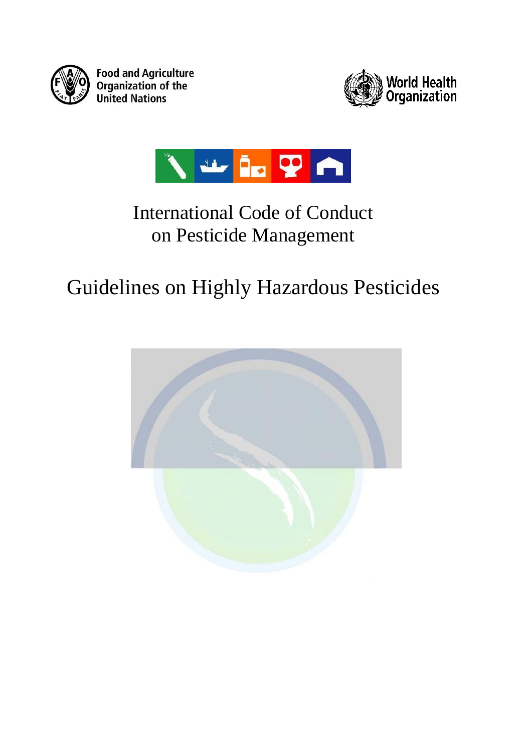Food and Agriculture Organization of the United Nations

World Health Organization

# International Code of Conduct on Pesticide Management

# Guidelines on Highly Hazardous Pesticides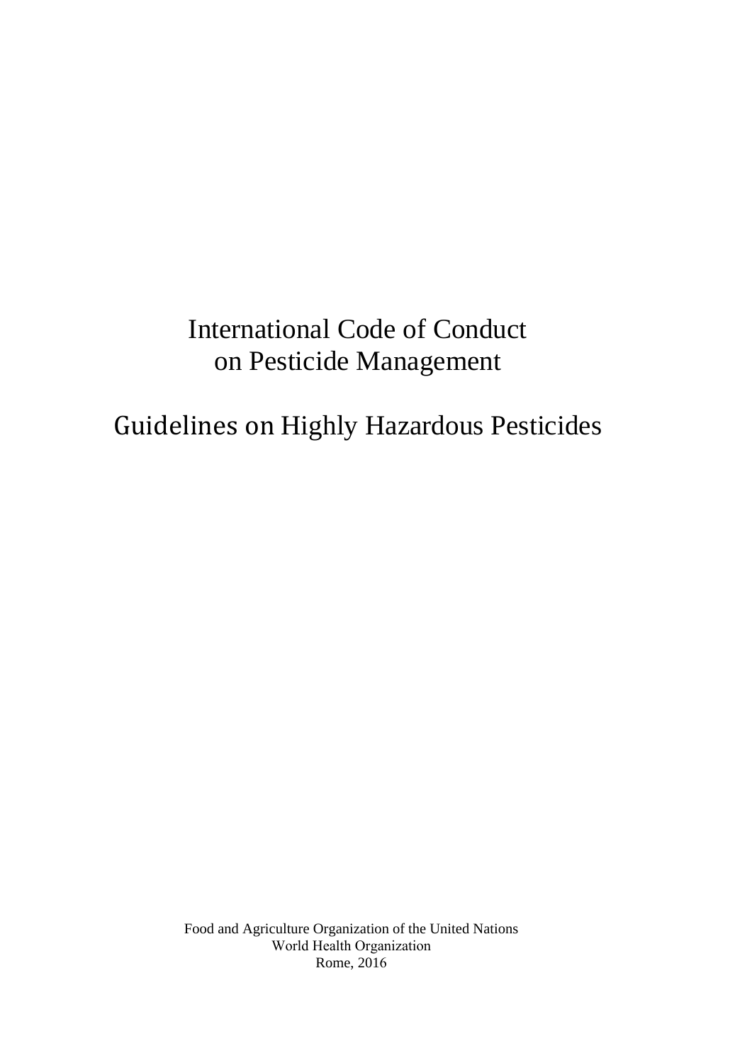# International Code of Conduct on Pesticide Management

# Guidelines on Highly Hazardous Pesticides

Food and Agriculture Organization of the United Nations
World Health Organization
Rome, 2016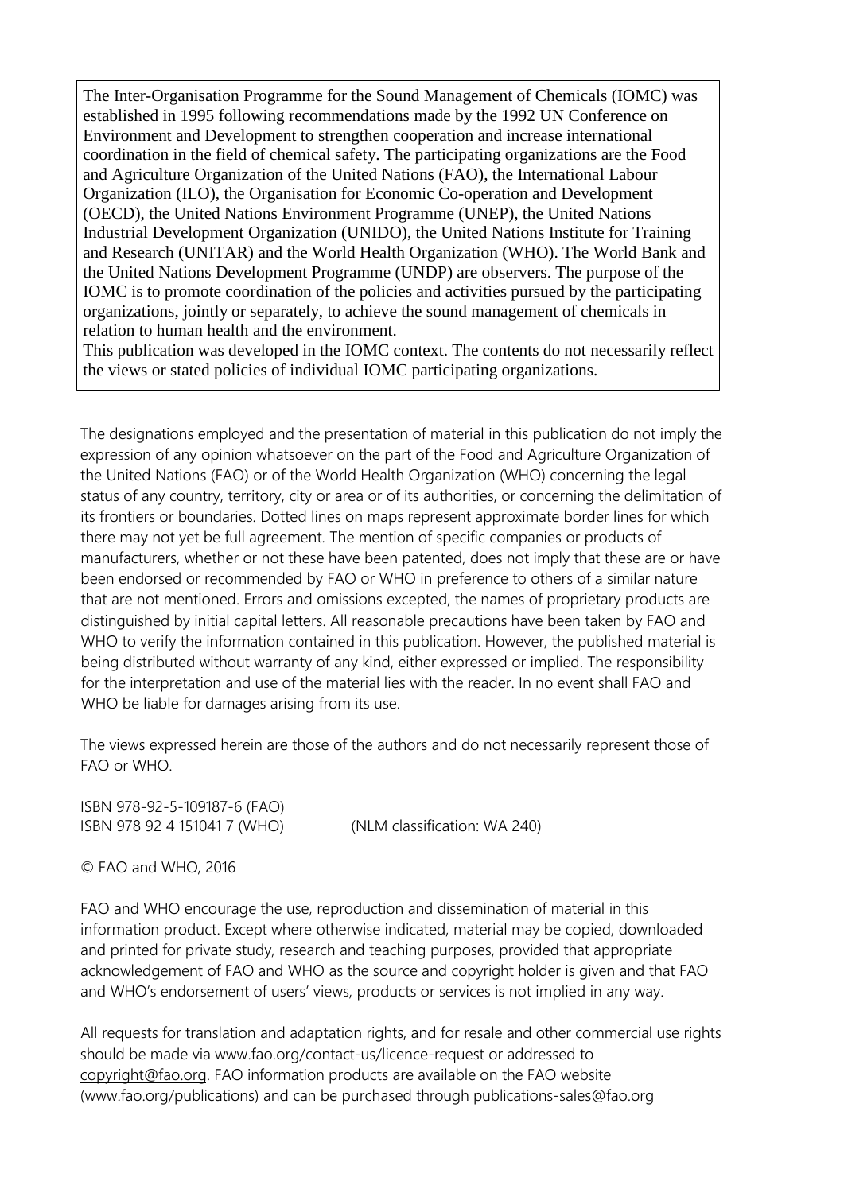The Inter-Organisation Programme for the Sound Management of Chemicals (IOMC) was established in 1995 following recommendations made by the 1992 UN Conference on Environment and Development to strengthen cooperation and increase international coordination in the field of chemical safety. The participating organizations are the Food and Agriculture Organization of the United Nations (FAO), the International Labour Organization (ILO), the Organisation for Economic Co-operation and Development (OECD), the United Nations Environment Programme (UNEP), the United Nations Industrial Development Organization (UNIDO), the United Nations Institute for Training and Research (UNITAR) and the World Health Organization (WHO). The World Bank and the United Nations Development Programme (UNDP) are observers. The purpose of the IOMC is to promote coordination of the policies and activities pursued by the participating organizations, jointly or separately, to achieve the sound management of chemicals in relation to human health and the environment.
This publication was developed in the IOMC context. The contents do not necessarily reflect the views or stated policies of individual IOMC participating organizations.

The designations employed and the presentation of material in this publication do not imply the expression of any opinion whatsoever on the part of the Food and Agriculture Organization of the United Nations (FAO) or of the World Health Organization (WHO) concerning the legal status of any country, territory, city or area or of its authorities, or concerning the delimitation of its frontiers or boundaries. Dotted lines on maps represent approximate border lines for which there may not yet be full agreement. The mention of specific companies or products of manufacturers, whether or not these have been patented, does not imply that these are or have been endorsed or recommended by FAO or WHO in preference to others of a similar nature that are not mentioned. Errors and omissions excepted, the names of proprietary products are distinguished by initial capital letters. All reasonable precautions have been taken by FAO and WHO to verify the information contained in this publication. However, the published material is being distributed without warranty of any kind, either expressed or implied. The responsibility for the interpretation and use of the material lies with the reader. In no event shall FAO and WHO be liable for damages arising from its use.

The views expressed herein are those of the authors and do not necessarily represent those of FAO or WHO.

ISBN 978-92-5-109187-6 (FAO)
ISBN 978 92 4 151041 7 (WHO) (NLM classification: WA 240)

© FAO and WHO, 2016

FAO and WHO encourage the use, reproduction and dissemination of material in this information product. Except where otherwise indicated, material may be copied, downloaded and printed for private study, research and teaching purposes, provided that appropriate acknowledgement of FAO and WHO as the source and copyright holder is given and that FAO and WHO's endorsement of users' views, products or services is not implied in any way.

All requests for translation and adaptation rights, and for resale and other commercial use rights should be made via www.fao.org/contact-us/licence-request or addressed to copyright@fao.org. FAO information products are available on the FAO website (www.fao.org/publications) and can be purchased through publications-sales@fao.org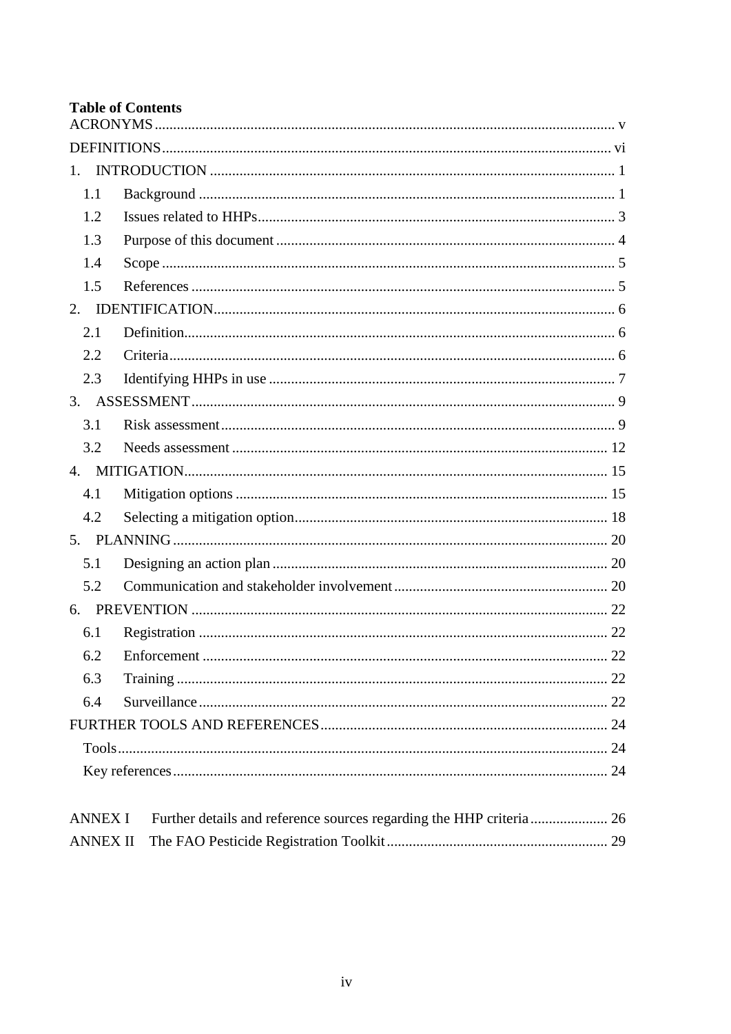**Table of Contents**

ACRONYMS ........................................................................................................................ v

DEFINITIONS ..................................................................................................................... vi

1. INTRODUCTION ........................................................................................................... 1
   - 1.1 Background ............................................................................................................. 1
   - 1.2 Issues related to HHPs ........................................................................................... 3
   - 1.3 Purpose of this document ....................................................................................... 4
   - 1.4 Scope ...................................................................................................................... 5
   - 1.5 References .............................................................................................................. 5
2. IDENTIFICATION ........................................................................................................ 6
   - 2.1 Definition ................................................................................................................ 6
   - 2.2 Criteria .................................................................................................................... 6
   - 2.3 Identifying HHPs in use .......................................................................................... 7
3. ASSESSMENT ............................................................................................................... 9
   - 3.1 Risk assessment ...................................................................................................... 9
   - 3.2 Needs assessment .................................................................................................. 12
4. MITIGATION ............................................................................................................... 15
   - 4.1 Mitigation options ................................................................................................. 15
   - 4.2 Selecting a mitigation option ................................................................................. 18
5. PLANNING ................................................................................................................... 20
   - 5.1 Designing an action plan ....................................................................................... 20
   - 5.2 Communication and stakeholder involvement ....................................................... 20
6. PREVENTION .............................................................................................................. 22
   - 6.1 Registration ........................................................................................................... 22
   - 6.2 Enforcement .......................................................................................................... 22
   - 6.3 Training ................................................................................................................. 22
   - 6.4 Surveillance ........................................................................................................... 22

FURTHER TOOLS AND REFERENCES ......................................................................... 24
   - Tools ........................................................................................................................... 24
   - Key references ............................................................................................................ 24

ANNEX I Further details and reference sources regarding the HHP criteria ..................... 26

ANNEX II The FAO Pesticide Registration Toolkit ............................................................ 29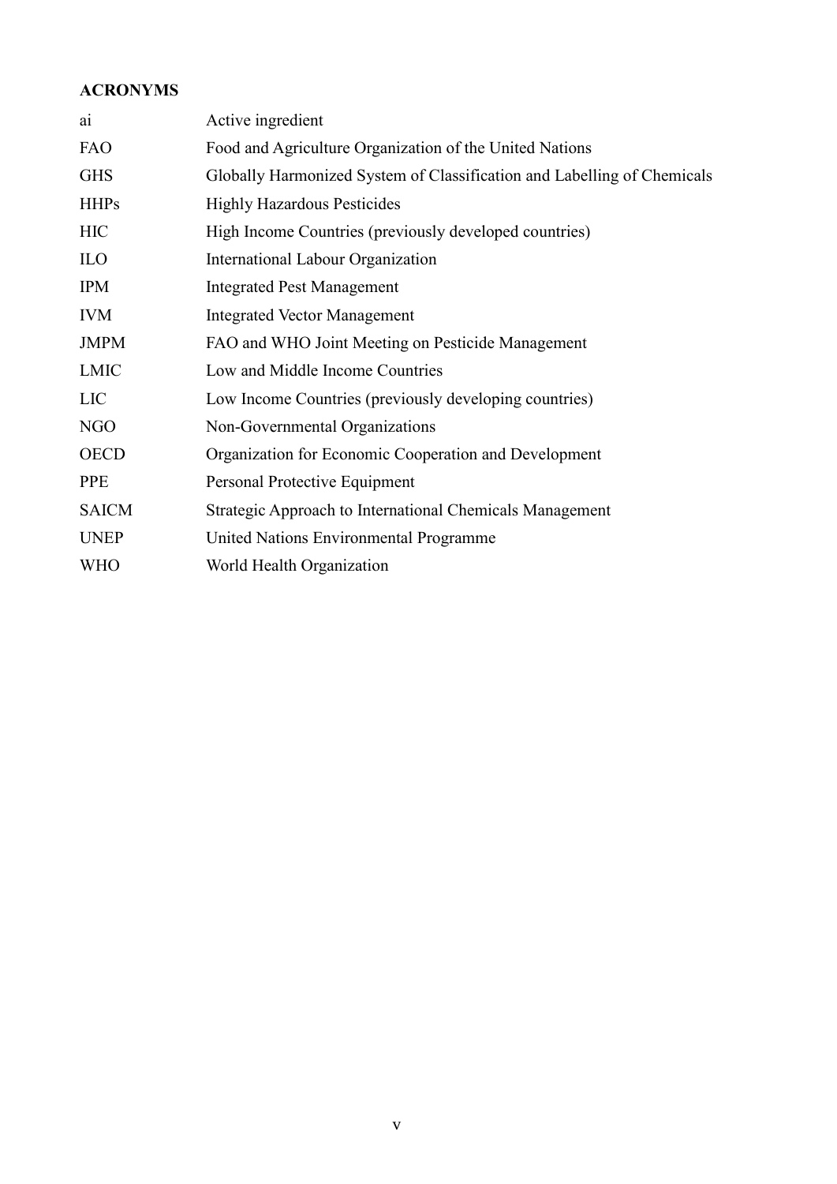**ACRONYMS**

| | |
|---|---|
| ai | Active ingredient |
| FAO | Food and Agriculture Organization of the United Nations |
| GHS | Globally Harmonized System of Classification and Labelling of Chemicals |
| HHPs | Highly Hazardous Pesticides |
| HIC | High Income Countries (previously developed countries) |
| ILO | International Labour Organization |
| IPM | Integrated Pest Management |
| IVM | Integrated Vector Management |
| JMPM | FAO and WHO Joint Meeting on Pesticide Management |
| LMIC | Low and Middle Income Countries |
| LIC | Low Income Countries (previously developing countries) |
| NGO | Non-Governmental Organizations |
| OECD | Organization for Economic Cooperation and Development |
| PPE | Personal Protective Equipment |
| SAICM | Strategic Approach to International Chemicals Management |
| UNEP | United Nations Environmental Programme |
| WHO | World Health Organization |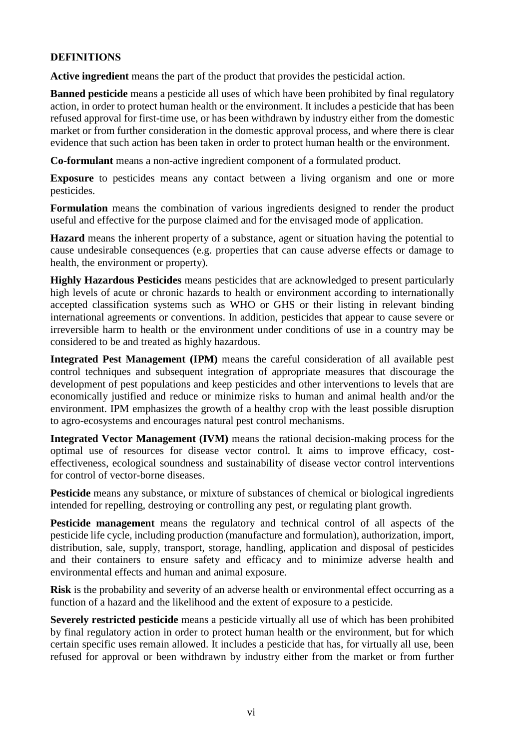## DEFINITIONS

**Active ingredient** means the part of the product that provides the pesticidal action.

**Banned pesticide** means a pesticide all uses of which have been prohibited by final regulatory action, in order to protect human health or the environment. It includes a pesticide that has been refused approval for first-time use, or has been withdrawn by industry either from the domestic market or from further consideration in the domestic approval process, and where there is clear evidence that such action has been taken in order to protect human health or the environment.

**Co-formulant** means a non-active ingredient component of a formulated product.

**Exposure** to pesticides means any contact between a living organism and one or more pesticides.

**Formulation** means the combination of various ingredients designed to render the product useful and effective for the purpose claimed and for the envisaged mode of application.

**Hazard** means the inherent property of a substance, agent or situation having the potential to cause undesirable consequences (e.g. properties that can cause adverse effects or damage to health, the environment or property).

**Highly Hazardous Pesticides** means pesticides that are acknowledged to present particularly high levels of acute or chronic hazards to health or environment according to internationally accepted classification systems such as WHO or GHS or their listing in relevant binding international agreements or conventions. In addition, pesticides that appear to cause severe or irreversible harm to health or the environment under conditions of use in a country may be considered to be and treated as highly hazardous.

**Integrated Pest Management (IPM)** means the careful consideration of all available pest control techniques and subsequent integration of appropriate measures that discourage the development of pest populations and keep pesticides and other interventions to levels that are economically justified and reduce or minimize risks to human and animal health and/or the environment. IPM emphasizes the growth of a healthy crop with the least possible disruption to agro-ecosystems and encourages natural pest control mechanisms.

**Integrated Vector Management (IVM)** means the rational decision-making process for the optimal use of resources for disease vector control. It aims to improve efficacy, cost-effectiveness, ecological soundness and sustainability of disease vector control interventions for control of vector-borne diseases.

**Pesticide** means any substance, or mixture of substances of chemical or biological ingredients intended for repelling, destroying or controlling any pest, or regulating plant growth.

**Pesticide management** means the regulatory and technical control of all aspects of the pesticide life cycle, including production (manufacture and formulation), authorization, import, distribution, sale, supply, transport, storage, handling, application and disposal of pesticides and their containers to ensure safety and efficacy and to minimize adverse health and environmental effects and human and animal exposure.

**Risk** is the probability and severity of an adverse health or environmental effect occurring as a function of a hazard and the likelihood and the extent of exposure to a pesticide.

**Severely restricted pesticide** means a pesticide virtually all use of which has been prohibited by final regulatory action in order to protect human health or the environment, but for which certain specific uses remain allowed. It includes a pesticide that has, for virtually all use, been refused for approval or been withdrawn by industry either from the market or from further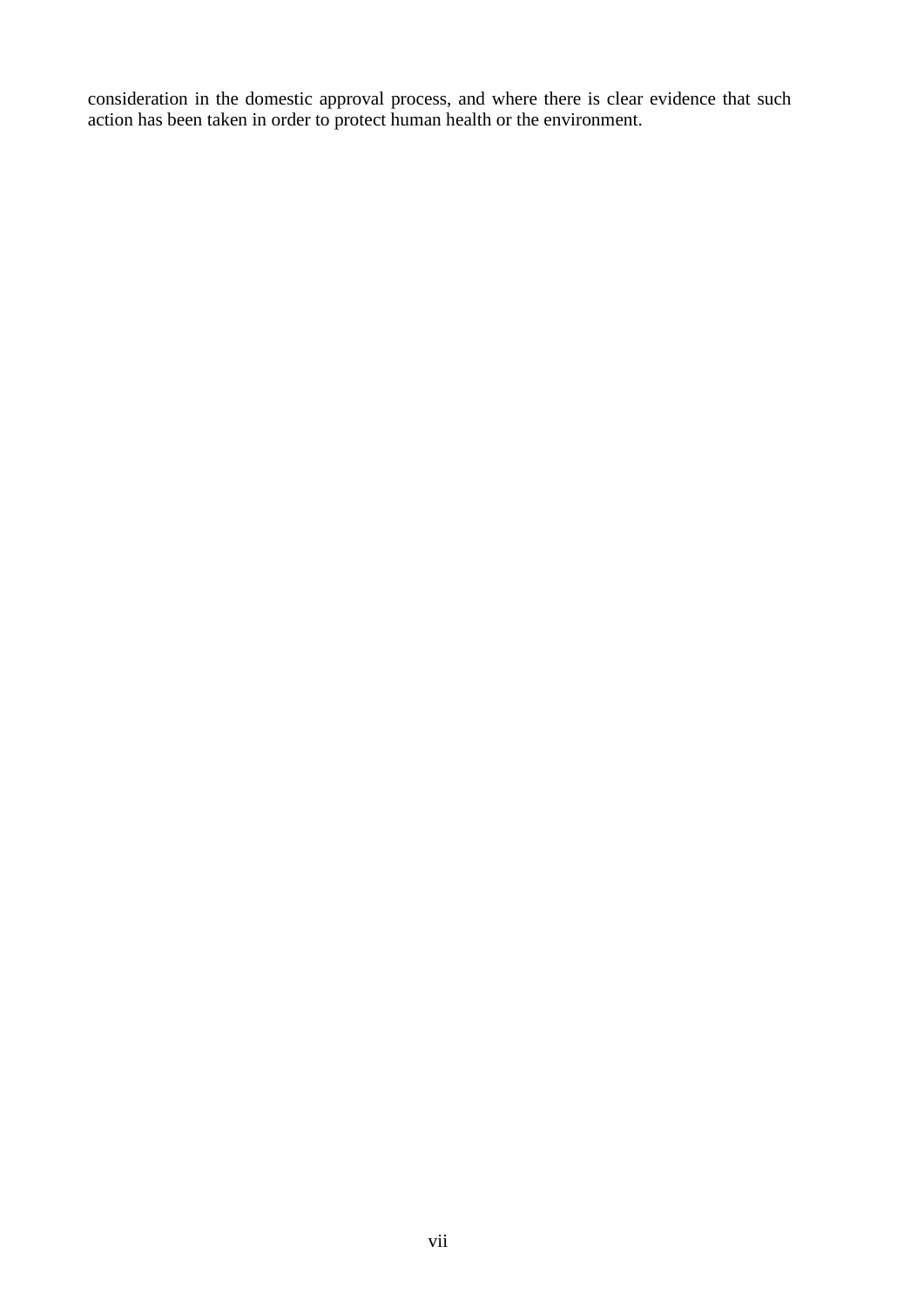consideration in the domestic approval process, and where there is clear evidence that such action has been taken in order to protect human health or the environment.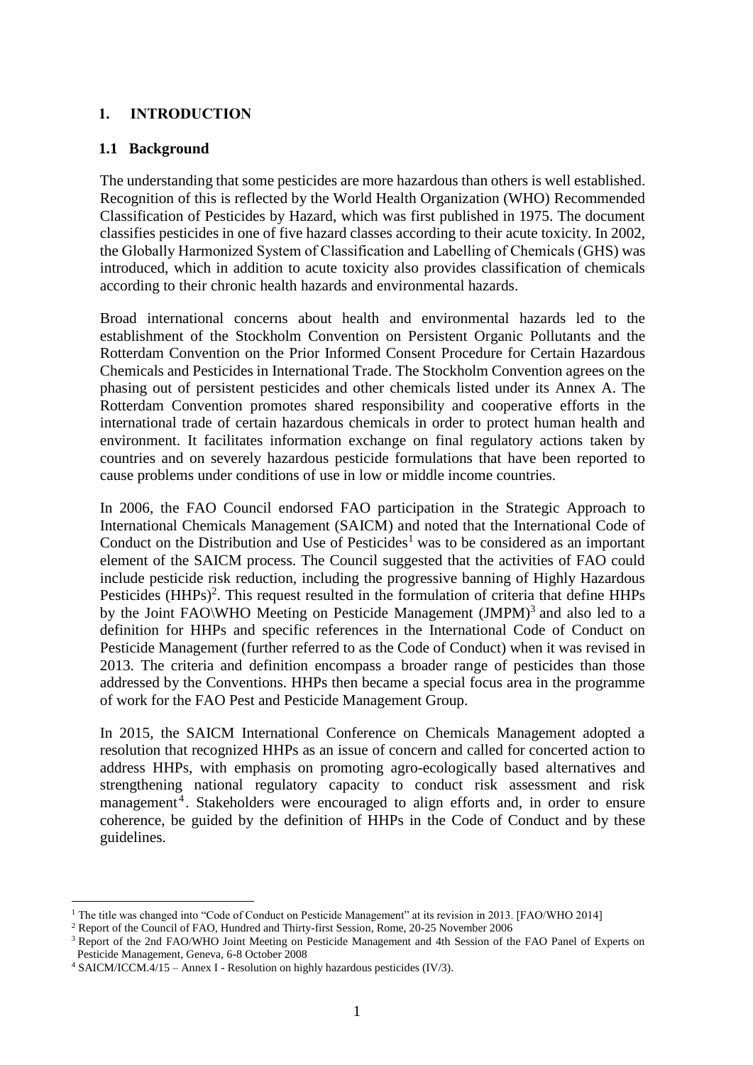## 1. INTRODUCTION

### 1.1 Background

The understanding that some pesticides are more hazardous than others is well established. Recognition of this is reflected by the World Health Organization (WHO) Recommended Classification of Pesticides by Hazard, which was first published in 1975. The document classifies pesticides in one of five hazard classes according to their acute toxicity. In 2002, the Globally Harmonized System of Classification and Labelling of Chemicals (GHS) was introduced, which in addition to acute toxicity also provides classification of chemicals according to their chronic health hazards and environmental hazards.

Broad international concerns about health and environmental hazards led to the establishment of the Stockholm Convention on Persistent Organic Pollutants and the Rotterdam Convention on the Prior Informed Consent Procedure for Certain Hazardous Chemicals and Pesticides in International Trade. The Stockholm Convention agrees on the phasing out of persistent pesticides and other chemicals listed under its Annex A. The Rotterdam Convention promotes shared responsibility and cooperative efforts in the international trade of certain hazardous chemicals in order to protect human health and environment. It facilitates information exchange on final regulatory actions taken by countries and on severely hazardous pesticide formulations that have been reported to cause problems under conditions of use in low or middle income countries.

In 2006, the FAO Council endorsed FAO participation in the Strategic Approach to International Chemicals Management (SAICM) and noted that the International Code of Conduct on the Distribution and Use of Pesticides[1] was to be considered as an important element of the SAICM process. The Council suggested that the activities of FAO could include pesticide risk reduction, including the progressive banning of Highly Hazardous Pesticides (HHPs)[2]. This request resulted in the formulation of criteria that define HHPs by the Joint FAO\WHO Meeting on Pesticide Management (JMPM)[3] and also led to a definition for HHPs and specific references in the International Code of Conduct on Pesticide Management (further referred to as the Code of Conduct) when it was revised in 2013. The criteria and definition encompass a broader range of pesticides than those addressed by the Conventions. HHPs then became a special focus area in the programme of work for the FAO Pest and Pesticide Management Group.

In 2015, the SAICM International Conference on Chemicals Management adopted a resolution that recognized HHPs as an issue of concern and called for concerted action to address HHPs, with emphasis on promoting agro-ecologically based alternatives and strengthening national regulatory capacity to conduct risk assessment and risk management[4]. Stakeholders were encouraged to align efforts and, in order to ensure coherence, be guided by the definition of HHPs in the Code of Conduct and by these guidelines.

---

[1] The title was changed into "Code of Conduct on Pesticide Management" at its revision in 2013. [FAO/WHO 2014]

[2] Report of the Council of FAO, Hundred and Thirty-first Session, Rome, 20-25 November 2006

[3] Report of the 2nd FAO/WHO Joint Meeting on Pesticide Management and 4th Session of the FAO Panel of Experts on Pesticide Management, Geneva, 6-8 October 2008

[4] SAICM/ICCM.4/15 – Annex I - Resolution on highly hazardous pesticides (IV/3).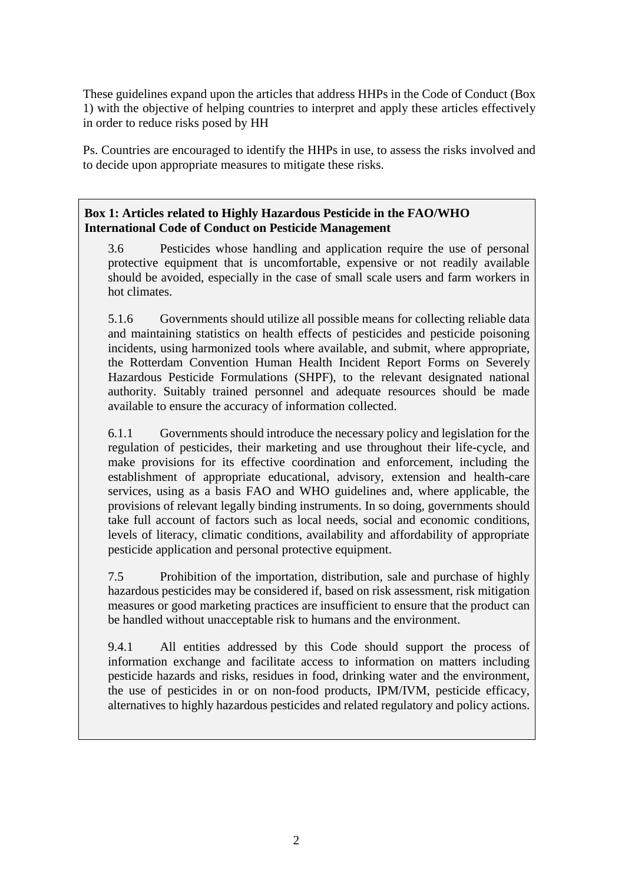These guidelines expand upon the articles that address HHPs in the Code of Conduct (Box 1) with the objective of helping countries to interpret and apply these articles effectively in order to reduce risks posed by HH

Ps. Countries are encouraged to identify the HHPs in use, to assess the risks involved and to decide upon appropriate measures to mitigate these risks.

**Box 1: Articles related to Highly Hazardous Pesticide in the FAO/WHO International Code of Conduct on Pesticide Management**

3.6 Pesticides whose handling and application require the use of personal protective equipment that is uncomfortable, expensive or not readily available should be avoided, especially in the case of small scale users and farm workers in hot climates.

5.1.6 Governments should utilize all possible means for collecting reliable data and maintaining statistics on health effects of pesticides and pesticide poisoning incidents, using harmonized tools where available, and submit, where appropriate, the Rotterdam Convention Human Health Incident Report Forms on Severely Hazardous Pesticide Formulations (SHPF), to the relevant designated national authority. Suitably trained personnel and adequate resources should be made available to ensure the accuracy of information collected.

6.1.1 Governments should introduce the necessary policy and legislation for the regulation of pesticides, their marketing and use throughout their life-cycle, and make provisions for its effective coordination and enforcement, including the establishment of appropriate educational, advisory, extension and health-care services, using as a basis FAO and WHO guidelines and, where applicable, the provisions of relevant legally binding instruments. In so doing, governments should take full account of factors such as local needs, social and economic conditions, levels of literacy, climatic conditions, availability and affordability of appropriate pesticide application and personal protective equipment.

7.5 Prohibition of the importation, distribution, sale and purchase of highly hazardous pesticides may be considered if, based on risk assessment, risk mitigation measures or good marketing practices are insufficient to ensure that the product can be handled without unacceptable risk to humans and the environment.

9.4.1 All entities addressed by this Code should support the process of information exchange and facilitate access to information on matters including pesticide hazards and risks, residues in food, drinking water and the environment, the use of pesticides in or on non-food products, IPM/IVM, pesticide efficacy, alternatives to highly hazardous pesticides and related regulatory and policy actions.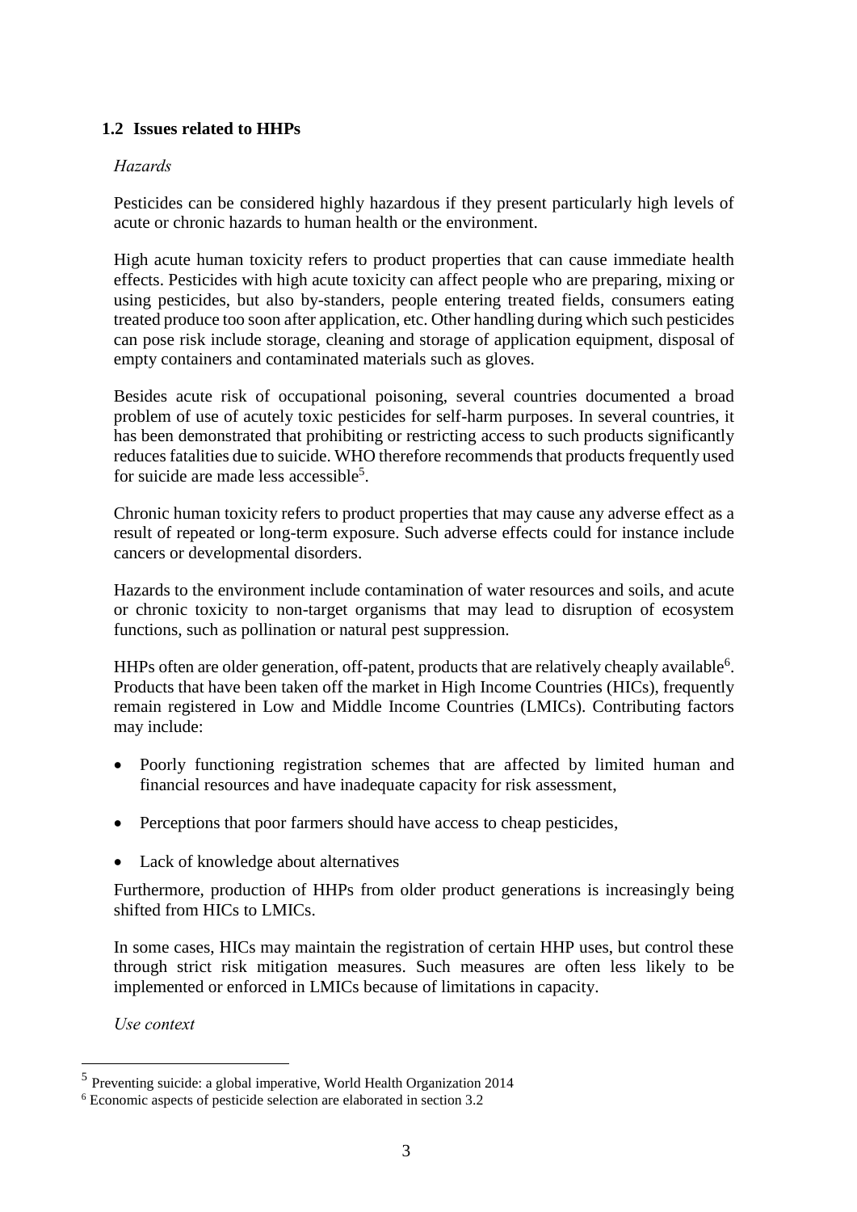## 1.2 Issues related to HHPs

*Hazards*

Pesticides can be considered highly hazardous if they present particularly high levels of acute or chronic hazards to human health or the environment.

High acute human toxicity refers to product properties that can cause immediate health effects. Pesticides with high acute toxicity can affect people who are preparing, mixing or using pesticides, but also by-standers, people entering treated fields, consumers eating treated produce too soon after application, etc. Other handling during which such pesticides can pose risk include storage, cleaning and storage of application equipment, disposal of empty containers and contaminated materials such as gloves.

Besides acute risk of occupational poisoning, several countries documented a broad problem of use of acutely toxic pesticides for self-harm purposes. In several countries, it has been demonstrated that prohibiting or restricting access to such products significantly reduces fatalities due to suicide. WHO therefore recommends that products frequently used for suicide are made less accessible[5].

Chronic human toxicity refers to product properties that may cause any adverse effect as a result of repeated or long-term exposure. Such adverse effects could for instance include cancers or developmental disorders.

Hazards to the environment include contamination of water resources and soils, and acute or chronic toxicity to non-target organisms that may lead to disruption of ecosystem functions, such as pollination or natural pest suppression.

HHPs often are older generation, off-patent, products that are relatively cheaply available[6]. Products that have been taken off the market in High Income Countries (HICs), frequently remain registered in Low and Middle Income Countries (LMICs). Contributing factors may include:

- Poorly functioning registration schemes that are affected by limited human and financial resources and have inadequate capacity for risk assessment,
- Perceptions that poor farmers should have access to cheap pesticides,
- Lack of knowledge about alternatives

Furthermore, production of HHPs from older product generations is increasingly being shifted from HICs to LMICs.

In some cases, HICs may maintain the registration of certain HHP uses, but control these through strict risk mitigation measures. Such measures are often less likely to be implemented or enforced in LMICs because of limitations in capacity.

*Use context*

---

[5] Preventing suicide: a global imperative, World Health Organization 2014

[6] Economic aspects of pesticide selection are elaborated in section 3.2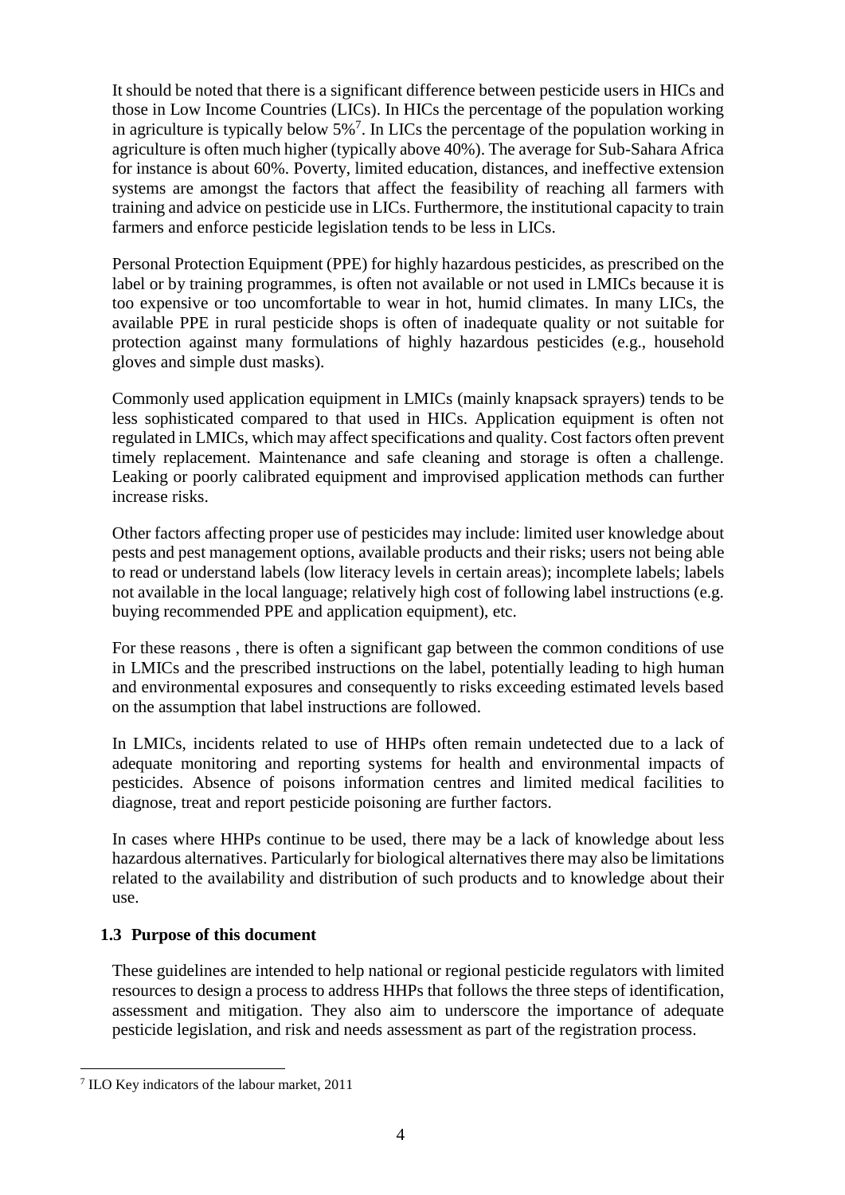It should be noted that there is a significant difference between pesticide users in HICs and those in Low Income Countries (LICs). In HICs the percentage of the population working in agriculture is typically below 5%[7]. In LICs the percentage of the population working in agriculture is often much higher (typically above 40%). The average for Sub-Sahara Africa for instance is about 60%. Poverty, limited education, distances, and ineffective extension systems are amongst the factors that affect the feasibility of reaching all farmers with training and advice on pesticide use in LICs. Furthermore, the institutional capacity to train farmers and enforce pesticide legislation tends to be less in LICs.

Personal Protection Equipment (PPE) for highly hazardous pesticides, as prescribed on the label or by training programmes, is often not available or not used in LMICs because it is too expensive or too uncomfortable to wear in hot, humid climates. In many LICs, the available PPE in rural pesticide shops is often of inadequate quality or not suitable for protection against many formulations of highly hazardous pesticides (e.g., household gloves and simple dust masks).

Commonly used application equipment in LMICs (mainly knapsack sprayers) tends to be less sophisticated compared to that used in HICs. Application equipment is often not regulated in LMICs, which may affect specifications and quality. Cost factors often prevent timely replacement. Maintenance and safe cleaning and storage is often a challenge. Leaking or poorly calibrated equipment and improvised application methods can further increase risks.

Other factors affecting proper use of pesticides may include: limited user knowledge about pests and pest management options, available products and their risks; users not being able to read or understand labels (low literacy levels in certain areas); incomplete labels; labels not available in the local language; relatively high cost of following label instructions (e.g. buying recommended PPE and application equipment), etc.

For these reasons , there is often a significant gap between the common conditions of use in LMICs and the prescribed instructions on the label, potentially leading to high human and environmental exposures and consequently to risks exceeding estimated levels based on the assumption that label instructions are followed.

In LMICs, incidents related to use of HHPs often remain undetected due to a lack of adequate monitoring and reporting systems for health and environmental impacts of pesticides. Absence of poisons information centres and limited medical facilities to diagnose, treat and report pesticide poisoning are further factors.

In cases where HHPs continue to be used, there may be a lack of knowledge about less hazardous alternatives. Particularly for biological alternatives there may also be limitations related to the availability and distribution of such products and to knowledge about their use.

### 1.3 Purpose of this document

These guidelines are intended to help national or regional pesticide regulators with limited resources to design a process to address HHPs that follows the three steps of identification, assessment and mitigation. They also aim to underscore the importance of adequate pesticide legislation, and risk and needs assessment as part of the registration process.

---

[7] ILO Key indicators of the labour market, 2011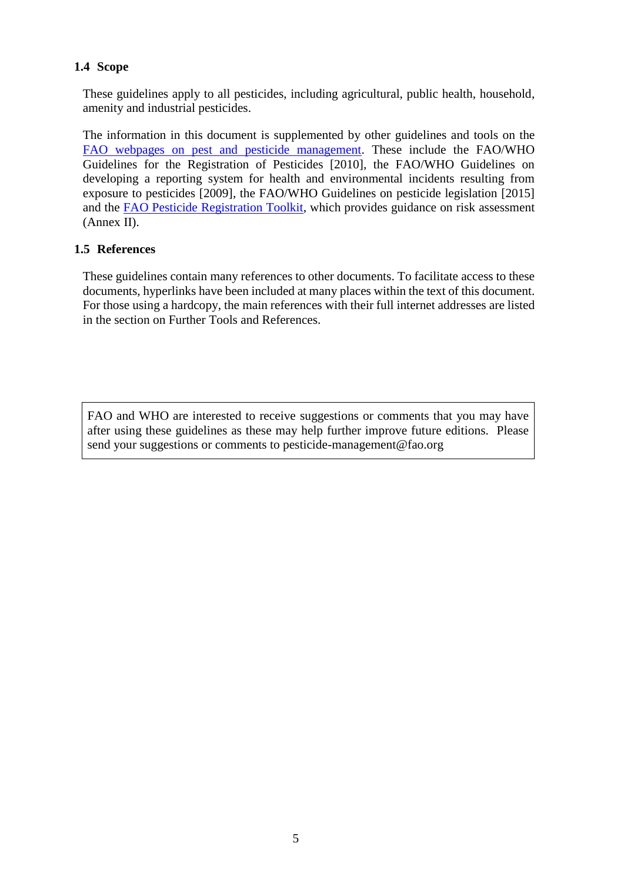### 1.4 Scope

These guidelines apply to all pesticides, including agricultural, public health, household, amenity and industrial pesticides.

The information in this document is supplemented by other guidelines and tools on the FAO webpages on pest and pesticide management. These include the FAO/WHO Guidelines for the Registration of Pesticides [2010], the FAO/WHO Guidelines on developing a reporting system for health and environmental incidents resulting from exposure to pesticides [2009], the FAO/WHO Guidelines on pesticide legislation [2015] and the FAO Pesticide Registration Toolkit, which provides guidance on risk assessment (Annex II).

### 1.5 References

These guidelines contain many references to other documents. To facilitate access to these documents, hyperlinks have been included at many places within the text of this document. For those using a hardcopy, the main references with their full internet addresses are listed in the section on Further Tools and References.

> FAO and WHO are interested to receive suggestions or comments that you may have after using these guidelines as these may help further improve future editions. Please send your suggestions or comments to pesticide-management@fao.org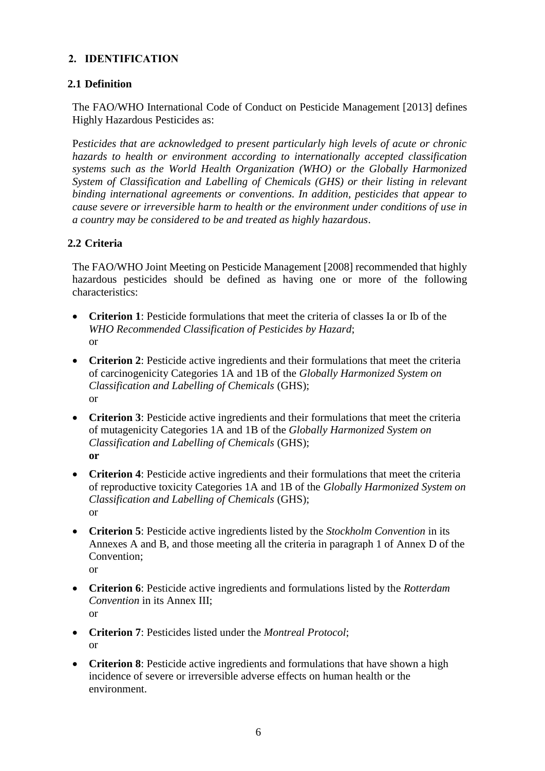## 2. IDENTIFICATION

### 2.1 Definition

The FAO/WHO International Code of Conduct on Pesticide Management [2013] defines Highly Hazardous Pesticides as:

*Pesticides that are acknowledged to present particularly high levels of acute or chronic hazards to health or environment according to internationally accepted classification systems such as the World Health Organization (WHO) or the Globally Harmonized System of Classification and Labelling of Chemicals (GHS) or their listing in relevant binding international agreements or conventions. In addition, pesticides that appear to cause severe or irreversible harm to health or the environment under conditions of use in a country may be considered to be and treated as highly hazardous.*

### 2.2 Criteria

The FAO/WHO Joint Meeting on Pesticide Management [2008] recommended that highly hazardous pesticides should be defined as having one or more of the following characteristics:

- **Criterion 1**: Pesticide formulations that meet the criteria of classes Ia or Ib of the *WHO Recommended Classification of Pesticides by Hazard*;
  or
- **Criterion 2**: Pesticide active ingredients and their formulations that meet the criteria of carcinogenicity Categories 1A and 1B of the *Globally Harmonized System on Classification and Labelling of Chemicals* (GHS);
  or
- **Criterion 3**: Pesticide active ingredients and their formulations that meet the criteria of mutagenicity Categories 1A and 1B of the *Globally Harmonized System on Classification and Labelling of Chemicals* (GHS);
  **or**
- **Criterion 4**: Pesticide active ingredients and their formulations that meet the criteria of reproductive toxicity Categories 1A and 1B of the *Globally Harmonized System on Classification and Labelling of Chemicals* (GHS);
  or
- **Criterion 5**: Pesticide active ingredients listed by the *Stockholm Convention* in its Annexes A and B, and those meeting all the criteria in paragraph 1 of Annex D of the Convention;
  or
- **Criterion 6**: Pesticide active ingredients and formulations listed by the *Rotterdam Convention* in its Annex III;
  or
- **Criterion 7**: Pesticides listed under the *Montreal Protocol*;
  or
- **Criterion 8**: Pesticide active ingredients and formulations that have shown a high incidence of severe or irreversible adverse effects on human health or the environment.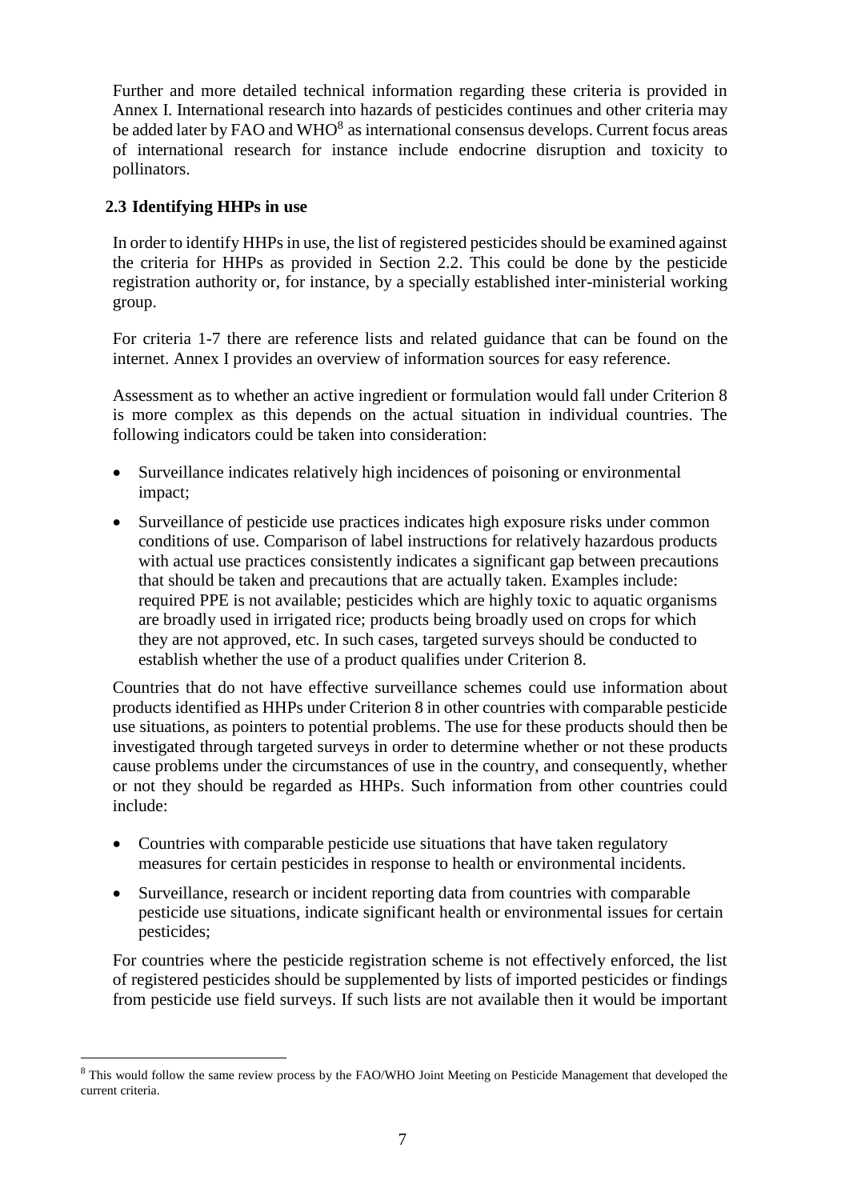Further and more detailed technical information regarding these criteria is provided in Annex I. International research into hazards of pesticides continues and other criteria may be added later by FAO and WHO[8] as international consensus develops. Current focus areas of international research for instance include endocrine disruption and toxicity to pollinators.

## 2.3 Identifying HHPs in use

In order to identify HHPs in use, the list of registered pesticides should be examined against the criteria for HHPs as provided in Section 2.2. This could be done by the pesticide registration authority or, for instance, by a specially established inter-ministerial working group.

For criteria 1-7 there are reference lists and related guidance that can be found on the internet. Annex I provides an overview of information sources for easy reference.

Assessment as to whether an active ingredient or formulation would fall under Criterion 8 is more complex as this depends on the actual situation in individual countries. The following indicators could be taken into consideration:

- Surveillance indicates relatively high incidences of poisoning or environmental impact;
- Surveillance of pesticide use practices indicates high exposure risks under common conditions of use. Comparison of label instructions for relatively hazardous products with actual use practices consistently indicates a significant gap between precautions that should be taken and precautions that are actually taken. Examples include: required PPE is not available; pesticides which are highly toxic to aquatic organisms are broadly used in irrigated rice; products being broadly used on crops for which they are not approved, etc. In such cases, targeted surveys should be conducted to establish whether the use of a product qualifies under Criterion 8.

Countries that do not have effective surveillance schemes could use information about products identified as HHPs under Criterion 8 in other countries with comparable pesticide use situations, as pointers to potential problems. The use for these products should then be investigated through targeted surveys in order to determine whether or not these products cause problems under the circumstances of use in the country, and consequently, whether or not they should be regarded as HHPs. Such information from other countries could include:

- Countries with comparable pesticide use situations that have taken regulatory measures for certain pesticides in response to health or environmental incidents.
- Surveillance, research or incident reporting data from countries with comparable pesticide use situations, indicate significant health or environmental issues for certain pesticides;

For countries where the pesticide registration scheme is not effectively enforced, the list of registered pesticides should be supplemented by lists of imported pesticides or findings from pesticide use field surveys. If such lists are not available then it would be important

---

[8] This would follow the same review process by the FAO/WHO Joint Meeting on Pesticide Management that developed the current criteria.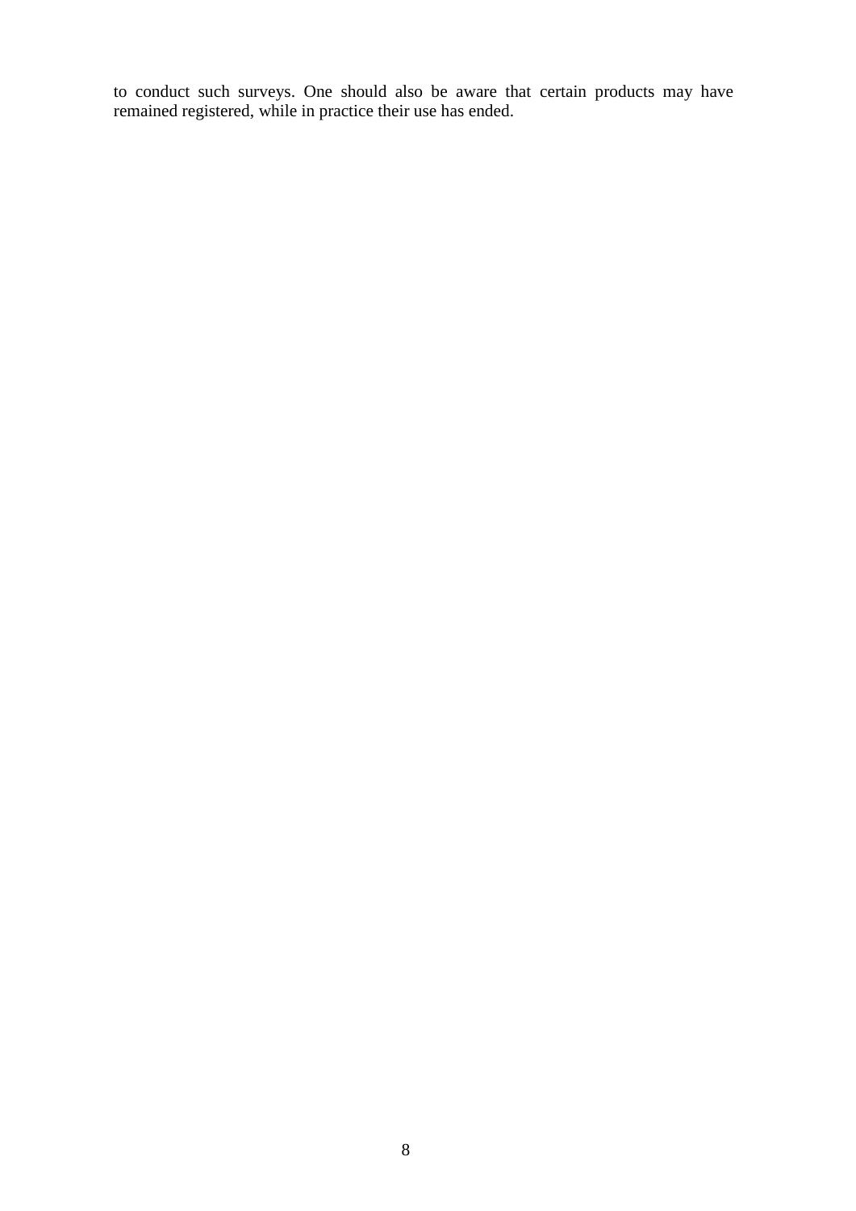to conduct such surveys. One should also be aware that certain products may have remained registered, while in practice their use has ended.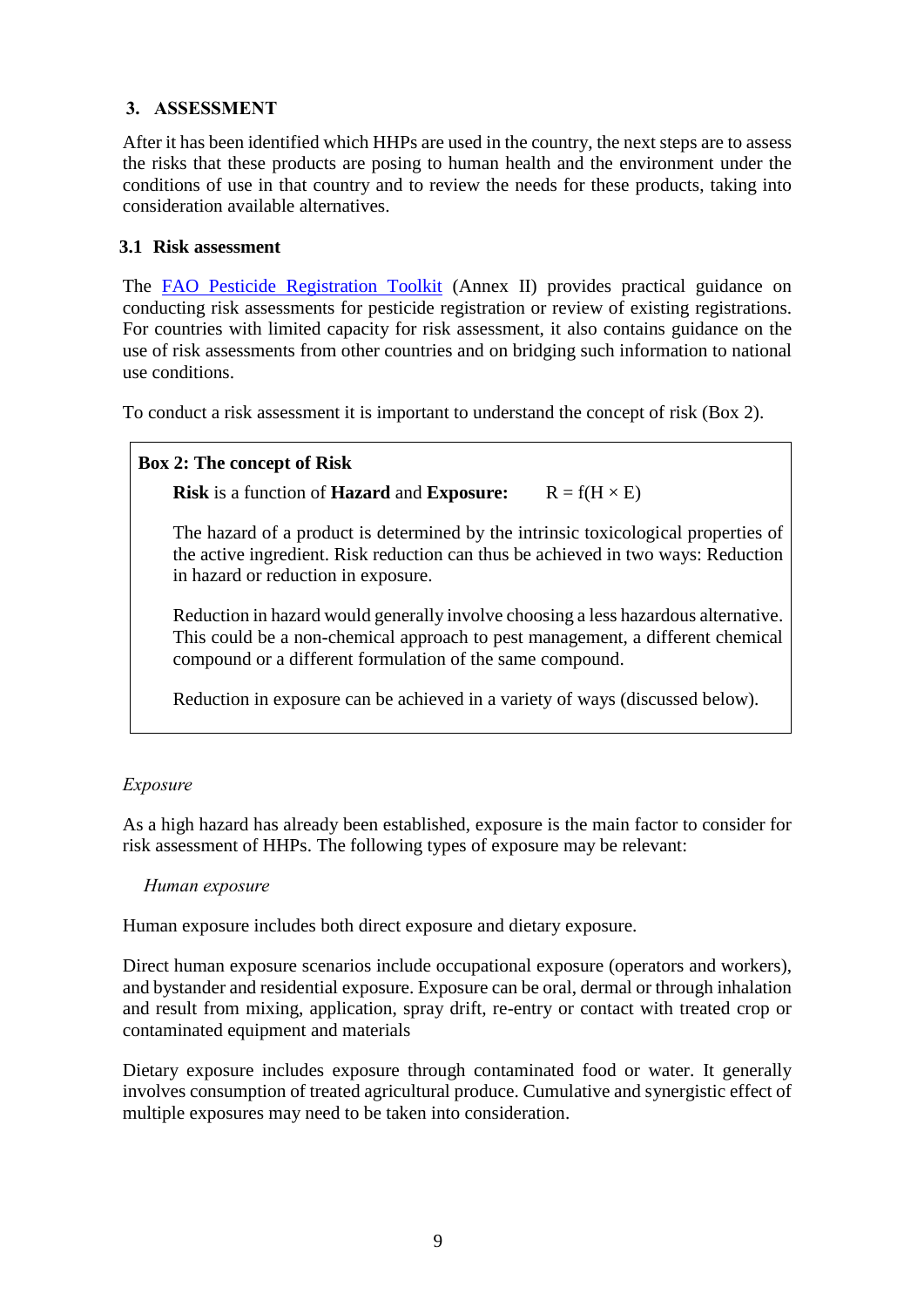## 3. ASSESSMENT

After it has been identified which HHPs are used in the country, the next steps are to assess the risks that these products are posing to human health and the environment under the conditions of use in that country and to review the needs for these products, taking into consideration available alternatives.

### 3.1 Risk assessment

The [FAO Pesticide Registration Toolkit](FAO Pesticide Registration Toolkit) (Annex II) provides practical guidance on conducting risk assessments for pesticide registration or review of existing registrations. For countries with limited capacity for risk assessment, it also contains guidance on the use of risk assessments from other countries and on bridging such information to national use conditions.

To conduct a risk assessment it is important to understand the concept of risk (Box 2).

> **Box 2: The concept of Risk**
>
> **Risk** is a function of **Hazard** and **Exposure:** $R = f(H \times E)$
>
> The hazard of a product is determined by the intrinsic toxicological properties of the active ingredient. Risk reduction can thus be achieved in two ways: Reduction in hazard or reduction in exposure.
>
> Reduction in hazard would generally involve choosing a less hazardous alternative. This could be a non-chemical approach to pest management, a different chemical compound or a different formulation of the same compound.
>
> Reduction in exposure can be achieved in a variety of ways (discussed below).

*Exposure*

As a high hazard has already been established, exposure is the main factor to consider for risk assessment of HHPs. The following types of exposure may be relevant:

*Human exposure*

Human exposure includes both direct exposure and dietary exposure.

Direct human exposure scenarios include occupational exposure (operators and workers), and bystander and residential exposure. Exposure can be oral, dermal or through inhalation and result from mixing, application, spray drift, re-entry or contact with treated crop or contaminated equipment and materials

Dietary exposure includes exposure through contaminated food or water. It generally involves consumption of treated agricultural produce. Cumulative and synergistic effect of multiple exposures may need to be taken into consideration.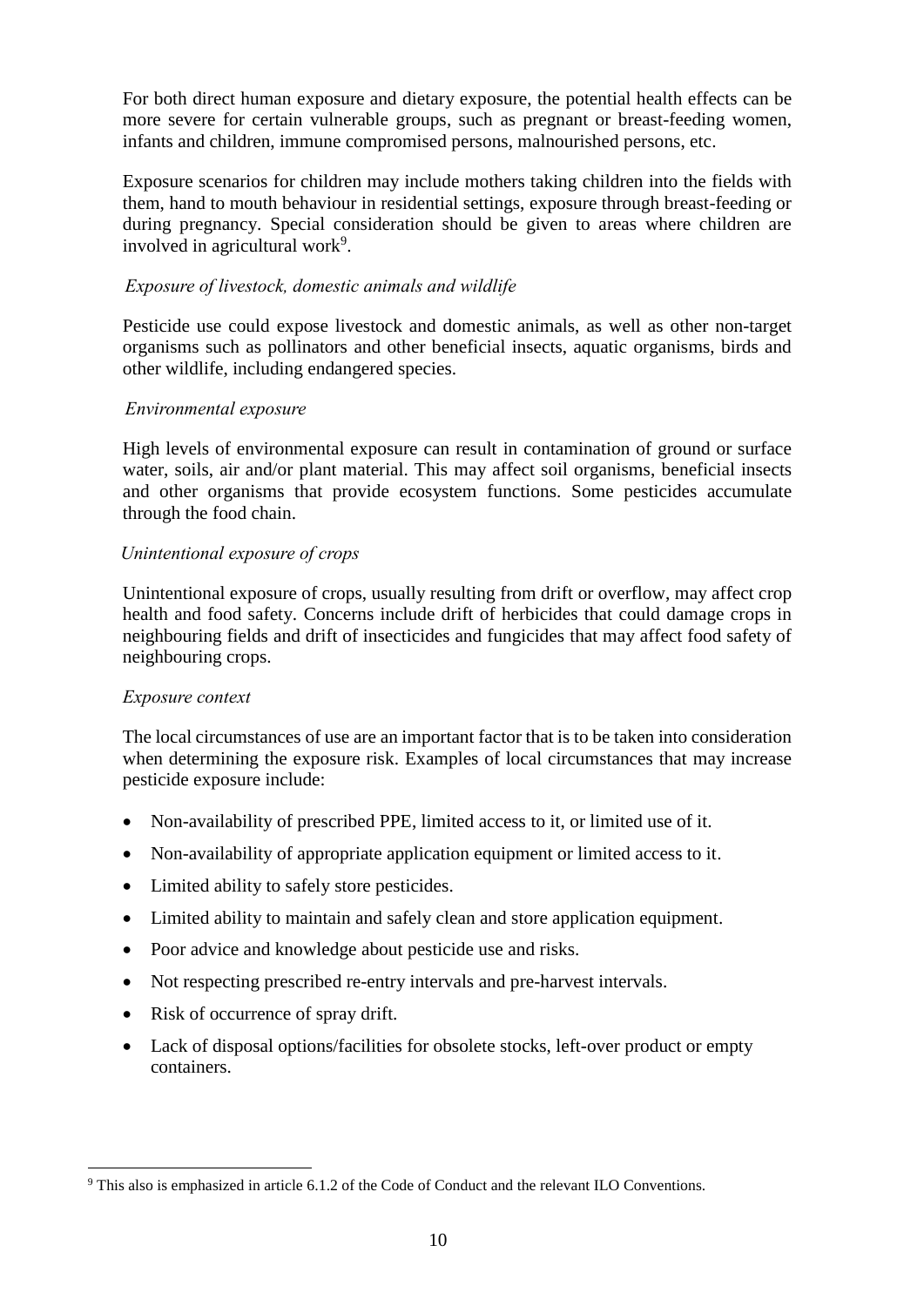For both direct human exposure and dietary exposure, the potential health effects can be more severe for certain vulnerable groups, such as pregnant or breast-feeding women, infants and children, immune compromised persons, malnourished persons, etc.

Exposure scenarios for children may include mothers taking children into the fields with them, hand to mouth behaviour in residential settings, exposure through breast-feeding or during pregnancy. Special consideration should be given to areas where children are involved in agricultural work[9].

*Exposure of livestock, domestic animals and wildlife*

Pesticide use could expose livestock and domestic animals, as well as other non-target organisms such as pollinators and other beneficial insects, aquatic organisms, birds and other wildlife, including endangered species.

*Environmental exposure*

High levels of environmental exposure can result in contamination of ground or surface water, soils, air and/or plant material. This may affect soil organisms, beneficial insects and other organisms that provide ecosystem functions. Some pesticides accumulate through the food chain.

*Unintentional exposure of crops*

Unintentional exposure of crops, usually resulting from drift or overflow, may affect crop health and food safety. Concerns include drift of herbicides that could damage crops in neighbouring fields and drift of insecticides and fungicides that may affect food safety of neighbouring crops.

*Exposure context*

The local circumstances of use are an important factor that is to be taken into consideration when determining the exposure risk. Examples of local circumstances that may increase pesticide exposure include:

- Non-availability of prescribed PPE, limited access to it, or limited use of it.
- Non-availability of appropriate application equipment or limited access to it.
- Limited ability to safely store pesticides.
- Limited ability to maintain and safely clean and store application equipment.
- Poor advice and knowledge about pesticide use and risks.
- Not respecting prescribed re-entry intervals and pre-harvest intervals.
- Risk of occurrence of spray drift.
- Lack of disposal options/facilities for obsolete stocks, left-over product or empty containers.

---

[9] This also is emphasized in article 6.1.2 of the Code of Conduct and the relevant ILO Conventions.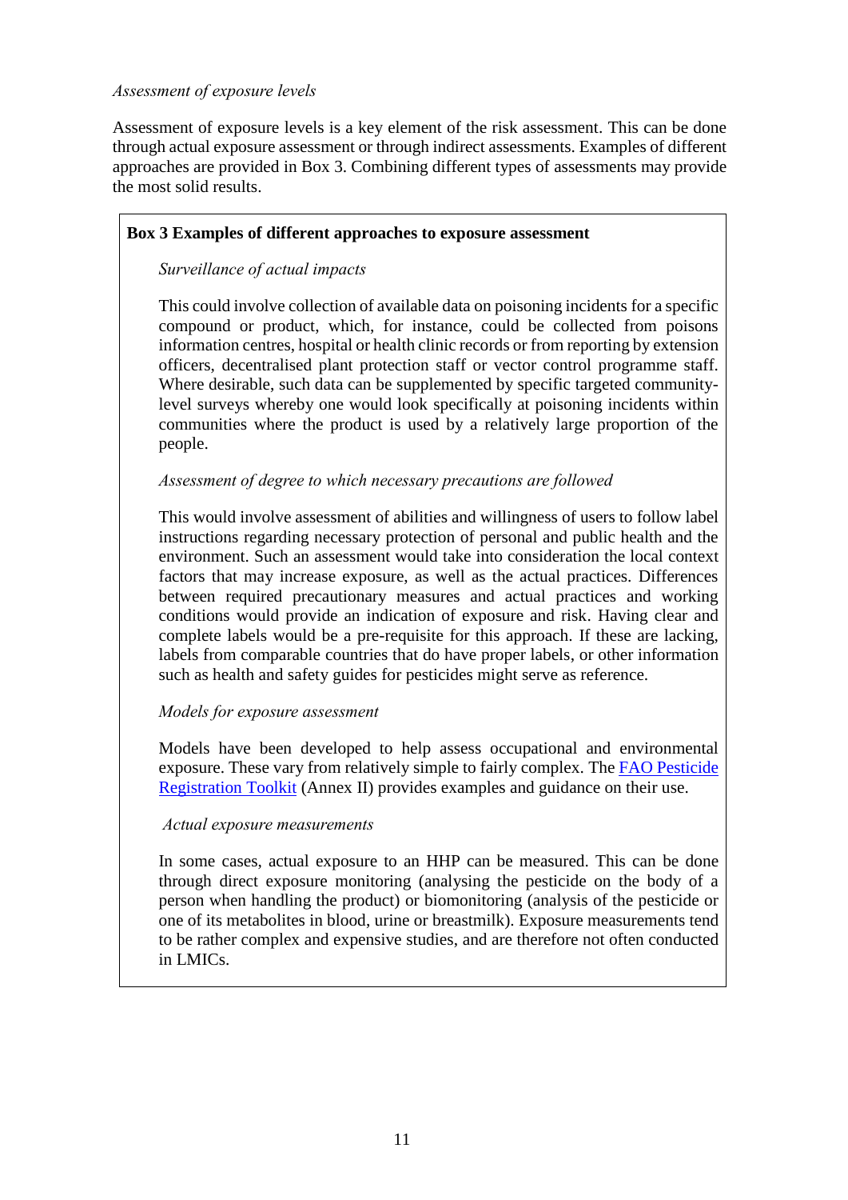*Assessment of exposure levels*

Assessment of exposure levels is a key element of the risk assessment. This can be done through actual exposure assessment or through indirect assessments. Examples of different approaches are provided in Box 3. Combining different types of assessments may provide the most solid results.

**Box 3 Examples of different approaches to exposure assessment**

*Surveillance of actual impacts*

This could involve collection of available data on poisoning incidents for a specific compound or product, which, for instance, could be collected from poisons information centres, hospital or health clinic records or from reporting by extension officers, decentralised plant protection staff or vector control programme staff. Where desirable, such data can be supplemented by specific targeted community-level surveys whereby one would look specifically at poisoning incidents within communities where the product is used by a relatively large proportion of the people.

*Assessment of degree to which necessary precautions are followed*

This would involve assessment of abilities and willingness of users to follow label instructions regarding necessary protection of personal and public health and the environment. Such an assessment would take into consideration the local context factors that may increase exposure, as well as the actual practices. Differences between required precautionary measures and actual practices and working conditions would provide an indication of exposure and risk. Having clear and complete labels would be a pre-requisite for this approach. If these are lacking, labels from comparable countries that do have proper labels, or other information such as health and safety guides for pesticides might serve as reference.

*Models for exposure assessment*

Models have been developed to help assess occupational and environmental exposure. These vary from relatively simple to fairly complex. The [FAO Pesticide Registration Toolkit] (Annex II) provides examples and guidance on their use.

*Actual exposure measurements*

In some cases, actual exposure to an HHP can be measured. This can be done through direct exposure monitoring (analysing the pesticide on the body of a person when handling the product) or biomonitoring (analysis of the pesticide or one of its metabolites in blood, urine or breastmilk). Exposure measurements tend to be rather complex and expensive studies, and are therefore not often conducted in LMICs.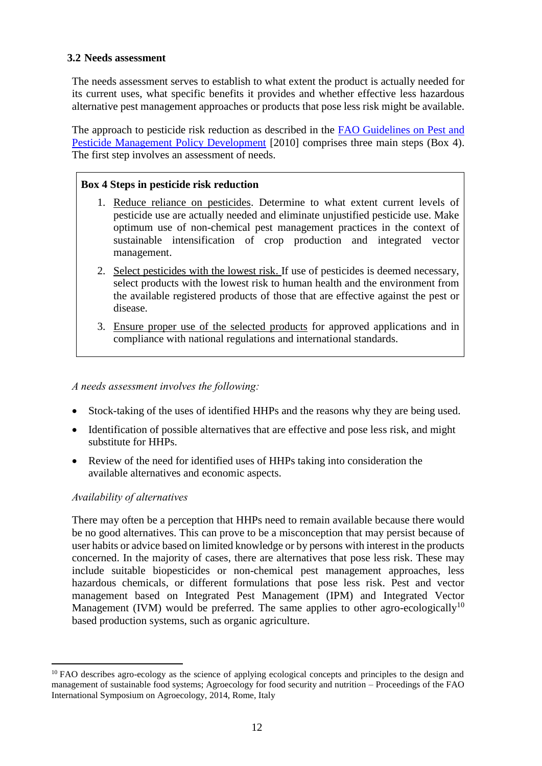### 3.2 Needs assessment

The needs assessment serves to establish to what extent the product is actually needed for its current uses, what specific benefits it provides and whether effective less hazardous alternative pest management approaches or products that pose less risk might be available.

The approach to pesticide risk reduction as described in the FAO Guidelines on Pest and Pesticide Management Policy Development [2010] comprises three main steps (Box 4). The first step involves an assessment of needs.

> **Box 4 Steps in pesticide risk reduction**
>
> 1. Reduce reliance on pesticides. Determine to what extent current levels of pesticide use are actually needed and eliminate unjustified pesticide use. Make optimum use of non-chemical pest management practices in the context of sustainable intensification of crop production and integrated vector management.
> 2. Select pesticides with the lowest risk. If use of pesticides is deemed necessary, select products with the lowest risk to human health and the environment from the available registered products of those that are effective against the pest or disease.
> 3. Ensure proper use of the selected products for approved applications and in compliance with national regulations and international standards.

*A needs assessment involves the following:*

- Stock-taking of the uses of identified HHPs and the reasons why they are being used.
- Identification of possible alternatives that are effective and pose less risk, and might substitute for HHPs.
- Review of the need for identified uses of HHPs taking into consideration the available alternatives and economic aspects.

*Availability of alternatives*

There may often be a perception that HHPs need to remain available because there would be no good alternatives. This can prove to be a misconception that may persist because of user habits or advice based on limited knowledge or by persons with interest in the products concerned. In the majority of cases, there are alternatives that pose less risk. These may include suitable biopesticides or non-chemical pest management approaches, less hazardous chemicals, or different formulations that pose less risk. Pest and vector management based on Integrated Pest Management (IPM) and Integrated Vector Management (IVM) would be preferred. The same applies to other agro-ecologically[10] based production systems, such as organic agriculture.

[10] FAO describes agro-ecology as the science of applying ecological concepts and principles to the design and management of sustainable food systems; Agroecology for food security and nutrition – Proceedings of the FAO International Symposium on Agroecology, 2014, Rome, Italy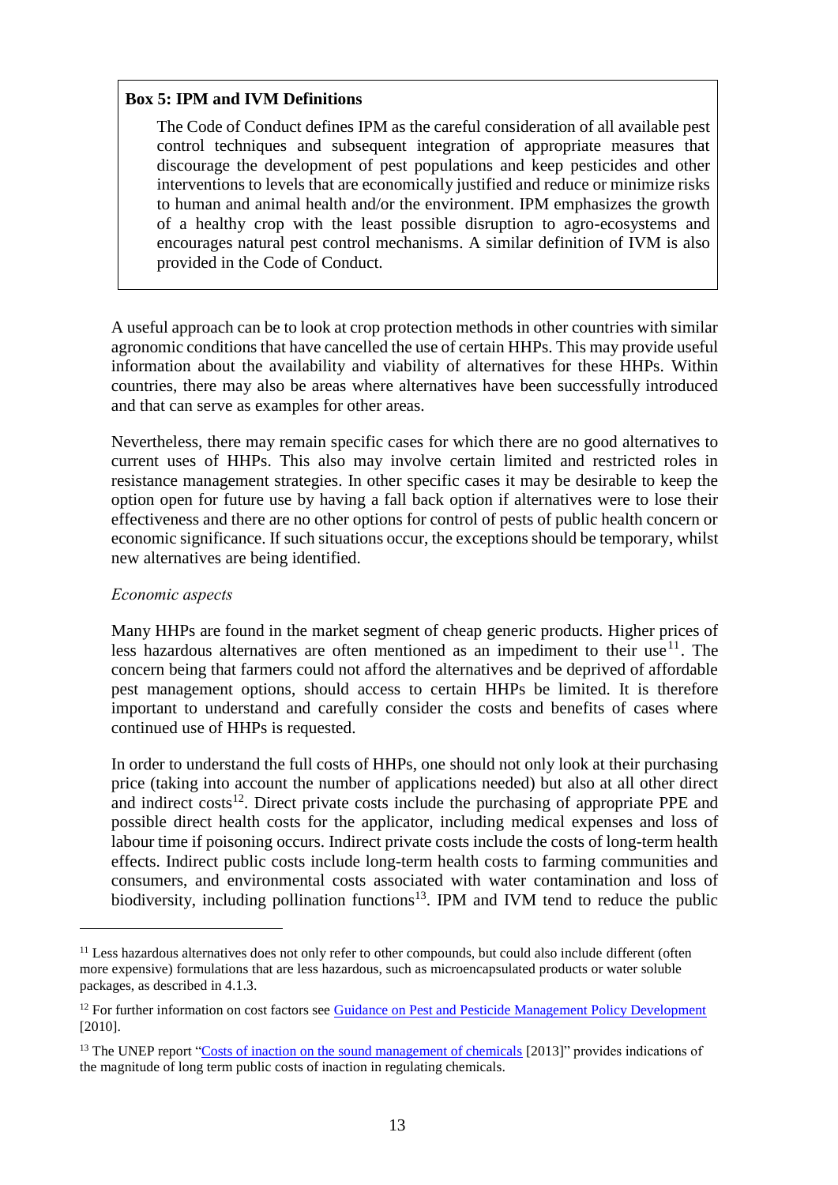**Box 5: IPM and IVM Definitions**

> The Code of Conduct defines IPM as the careful consideration of all available pest control techniques and subsequent integration of appropriate measures that discourage the development of pest populations and keep pesticides and other interventions to levels that are economically justified and reduce or minimize risks to human and animal health and/or the environment. IPM emphasizes the growth of a healthy crop with the least possible disruption to agro-ecosystems and encourages natural pest control mechanisms. A similar definition of IVM is also provided in the Code of Conduct.

A useful approach can be to look at crop protection methods in other countries with similar agronomic conditions that have cancelled the use of certain HHPs. This may provide useful information about the availability and viability of alternatives for these HHPs. Within countries, there may also be areas where alternatives have been successfully introduced and that can serve as examples for other areas.

Nevertheless, there may remain specific cases for which there are no good alternatives to current uses of HHPs. This also may involve certain limited and restricted roles in resistance management strategies. In other specific cases it may be desirable to keep the option open for future use by having a fall back option if alternatives were to lose their effectiveness and there are no other options for control of pests of public health concern or economic significance. If such situations occur, the exceptions should be temporary, whilst new alternatives are being identified.

*Economic aspects*

Many HHPs are found in the market segment of cheap generic products. Higher prices of less hazardous alternatives are often mentioned as an impediment to their use[11]. The concern being that farmers could not afford the alternatives and be deprived of affordable pest management options, should access to certain HHPs be limited. It is therefore important to understand and carefully consider the costs and benefits of cases where continued use of HHPs is requested.

In order to understand the full costs of HHPs, one should not only look at their purchasing price (taking into account the number of applications needed) but also at all other direct and indirect costs[12]. Direct private costs include the purchasing of appropriate PPE and possible direct health costs for the applicator, including medical expenses and loss of labour time if poisoning occurs. Indirect private costs include the costs of long-term health effects. Indirect public costs include long-term health costs to farming communities and consumers, and environmental costs associated with water contamination and loss of biodiversity, including pollination functions[13]. IPM and IVM tend to reduce the public

---

[11] Less hazardous alternatives does not only refer to other compounds, but could also include different (often more expensive) formulations that are less hazardous, such as microencapsulated products or water soluble packages, as described in 4.1.3.

[12] For further information on cost factors see Guidance on Pest and Pesticide Management Policy Development [2010].

[13] The UNEP report "Costs of inaction on the sound management of chemicals [2013]" provides indications of the magnitude of long term public costs of inaction in regulating chemicals.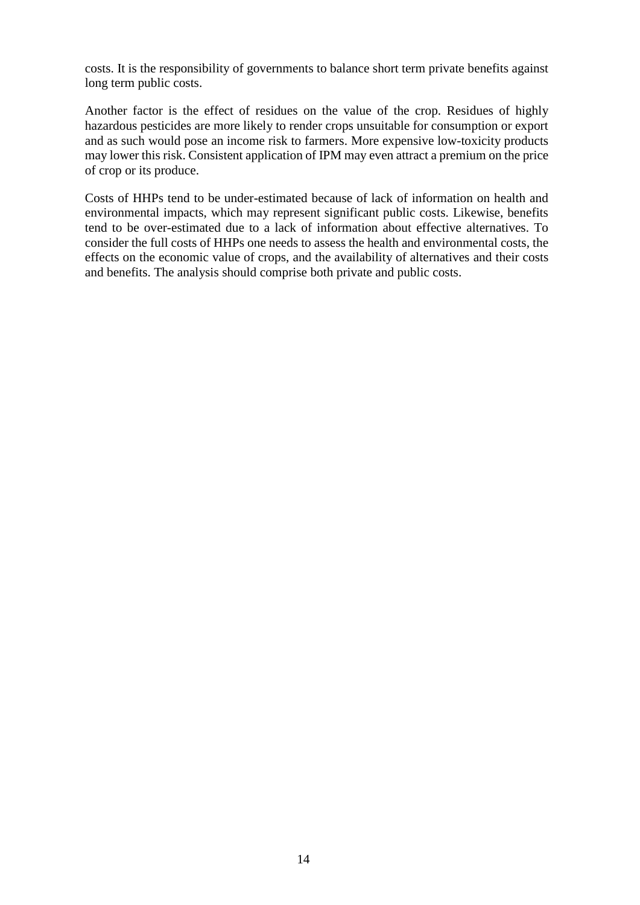costs. It is the responsibility of governments to balance short term private benefits against long term public costs.

Another factor is the effect of residues on the value of the crop. Residues of highly hazardous pesticides are more likely to render crops unsuitable for consumption or export and as such would pose an income risk to farmers. More expensive low-toxicity products may lower this risk. Consistent application of IPM may even attract a premium on the price of crop or its produce.

Costs of HHPs tend to be under-estimated because of lack of information on health and environmental impacts, which may represent significant public costs. Likewise, benefits tend to be over-estimated due to a lack of information about effective alternatives. To consider the full costs of HHPs one needs to assess the health and environmental costs, the effects on the economic value of crops, and the availability of alternatives and their costs and benefits. The analysis should comprise both private and public costs.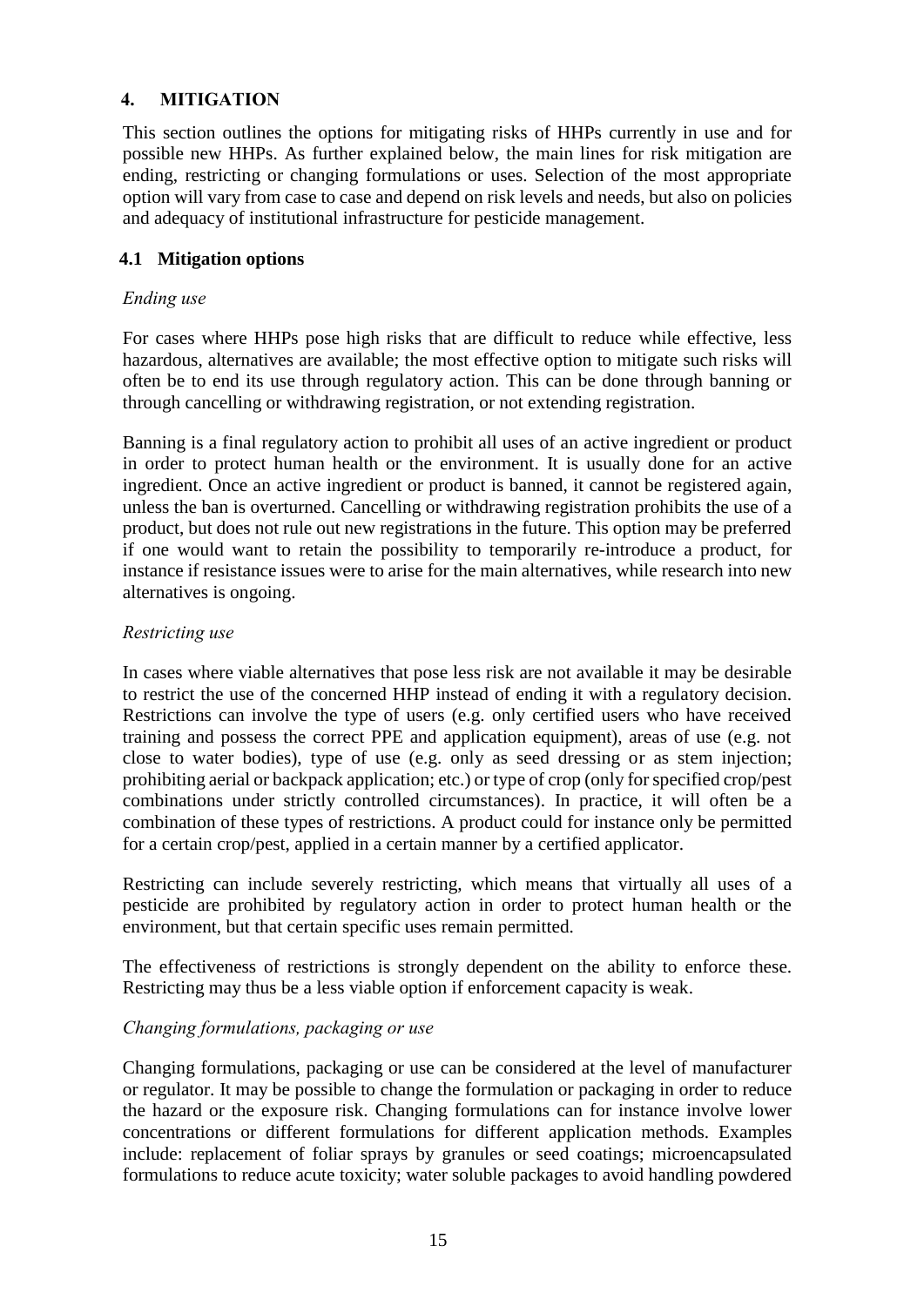# 4. MITIGATION

This section outlines the options for mitigating risks of HHPs currently in use and for possible new HHPs. As further explained below, the main lines for risk mitigation are ending, restricting or changing formulations or uses. Selection of the most appropriate option will vary from case to case and depend on risk levels and needs, but also on policies and adequacy of institutional infrastructure for pesticide management.

## 4.1 Mitigation options

*Ending use*

For cases where HHPs pose high risks that are difficult to reduce while effective, less hazardous, alternatives are available; the most effective option to mitigate such risks will often be to end its use through regulatory action. This can be done through banning or through cancelling or withdrawing registration, or not extending registration.

Banning is a final regulatory action to prohibit all uses of an active ingredient or product in order to protect human health or the environment. It is usually done for an active ingredient. Once an active ingredient or product is banned, it cannot be registered again, unless the ban is overturned. Cancelling or withdrawing registration prohibits the use of a product, but does not rule out new registrations in the future. This option may be preferred if one would want to retain the possibility to temporarily re-introduce a product, for instance if resistance issues were to arise for the main alternatives, while research into new alternatives is ongoing.

*Restricting use*

In cases where viable alternatives that pose less risk are not available it may be desirable to restrict the use of the concerned HHP instead of ending it with a regulatory decision. Restrictions can involve the type of users (e.g. only certified users who have received training and possess the correct PPE and application equipment), areas of use (e.g. not close to water bodies), type of use (e.g. only as seed dressing or as stem injection; prohibiting aerial or backpack application; etc.) or type of crop (only for specified crop/pest combinations under strictly controlled circumstances). In practice, it will often be a combination of these types of restrictions. A product could for instance only be permitted for a certain crop/pest, applied in a certain manner by a certified applicator.

Restricting can include severely restricting, which means that virtually all uses of a pesticide are prohibited by regulatory action in order to protect human health or the environment, but that certain specific uses remain permitted.

The effectiveness of restrictions is strongly dependent on the ability to enforce these. Restricting may thus be a less viable option if enforcement capacity is weak.

*Changing formulations, packaging or use*

Changing formulations, packaging or use can be considered at the level of manufacturer or regulator. It may be possible to change the formulation or packaging in order to reduce the hazard or the exposure risk. Changing formulations can for instance involve lower concentrations or different formulations for different application methods. Examples include: replacement of foliar sprays by granules or seed coatings; microencapsulated formulations to reduce acute toxicity; water soluble packages to avoid handling powdered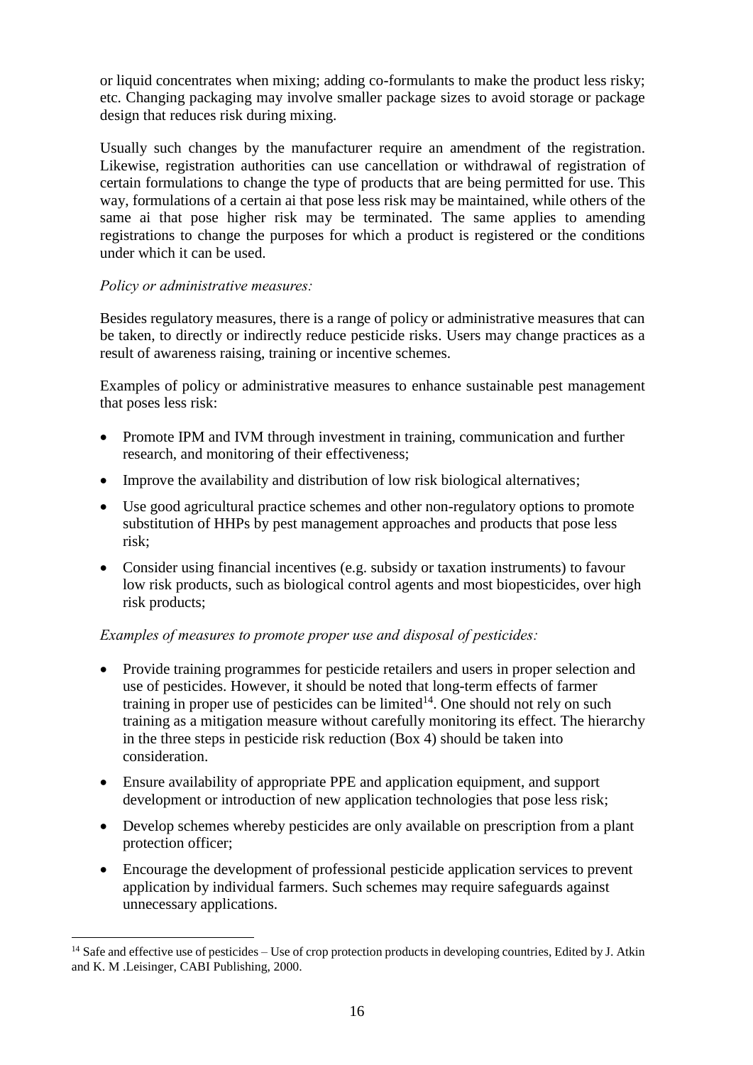or liquid concentrates when mixing; adding co-formulants to make the product less risky; etc. Changing packaging may involve smaller package sizes to avoid storage or package design that reduces risk during mixing.

Usually such changes by the manufacturer require an amendment of the registration. Likewise, registration authorities can use cancellation or withdrawal of registration of certain formulations to change the type of products that are being permitted for use. This way, formulations of a certain ai that pose less risk may be maintained, while others of the same ai that pose higher risk may be terminated. The same applies to amending registrations to change the purposes for which a product is registered or the conditions under which it can be used.

*Policy or administrative measures:*

Besides regulatory measures, there is a range of policy or administrative measures that can be taken, to directly or indirectly reduce pesticide risks. Users may change practices as a result of awareness raising, training or incentive schemes.

Examples of policy or administrative measures to enhance sustainable pest management that poses less risk:

- Promote IPM and IVM through investment in training, communication and further research, and monitoring of their effectiveness;
- Improve the availability and distribution of low risk biological alternatives;
- Use good agricultural practice schemes and other non-regulatory options to promote substitution of HHPs by pest management approaches and products that pose less risk;
- Consider using financial incentives (e.g. subsidy or taxation instruments) to favour low risk products, such as biological control agents and most biopesticides, over high risk products;

*Examples of measures to promote proper use and disposal of pesticides:*

- Provide training programmes for pesticide retailers and users in proper selection and use of pesticides. However, it should be noted that long-term effects of farmer training in proper use of pesticides can be limited[14]. One should not rely on such training as a mitigation measure without carefully monitoring its effect. The hierarchy in the three steps in pesticide risk reduction (Box 4) should be taken into consideration.
- Ensure availability of appropriate PPE and application equipment, and support development or introduction of new application technologies that pose less risk;
- Develop schemes whereby pesticides are only available on prescription from a plant protection officer;
- Encourage the development of professional pesticide application services to prevent application by individual farmers. Such schemes may require safeguards against unnecessary applications.

[14] Safe and effective use of pesticides – Use of crop protection products in developing countries, Edited by J. Atkin and K. M .Leisinger, CABI Publishing, 2000.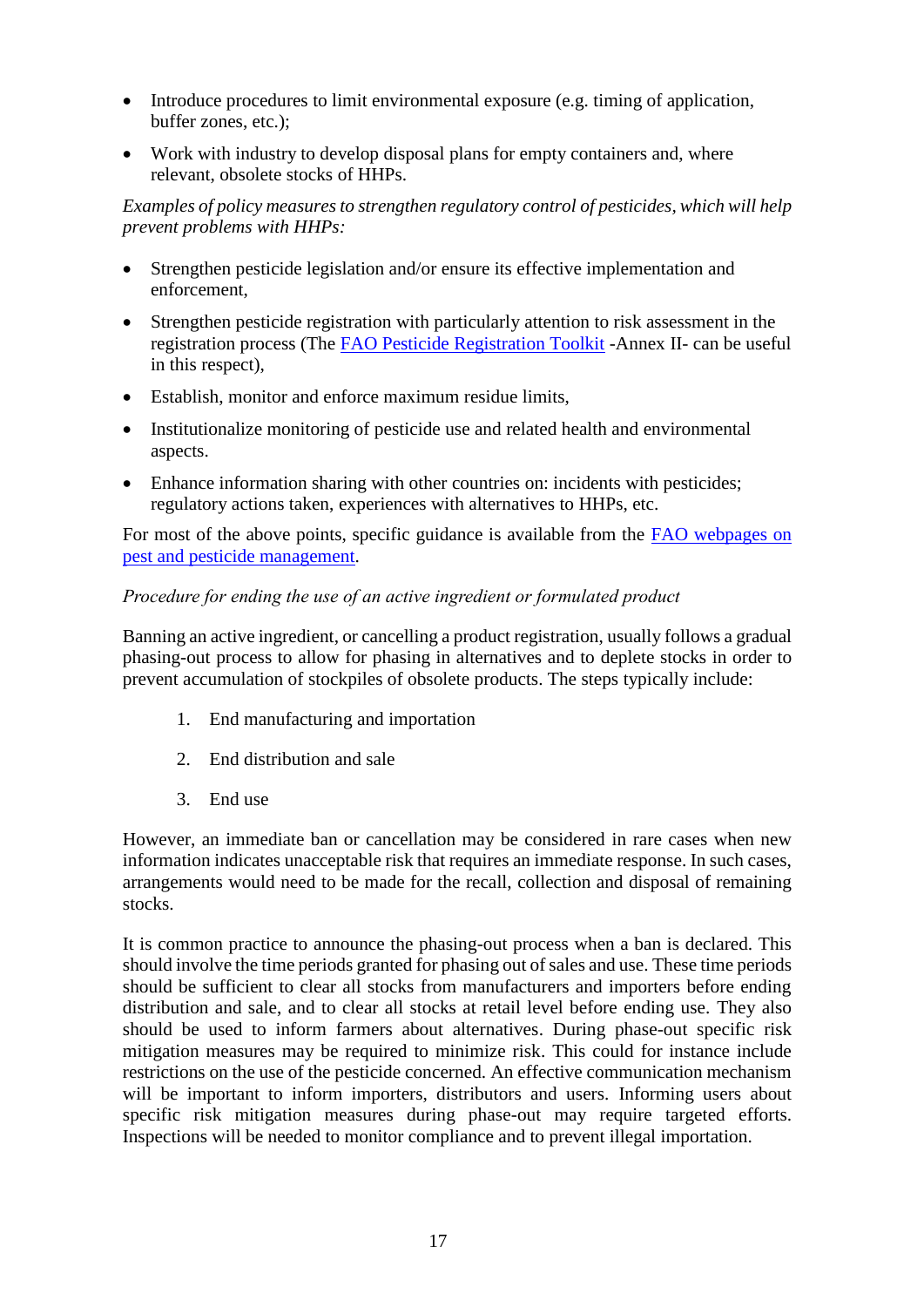- Introduce procedures to limit environmental exposure (e.g. timing of application, buffer zones, etc.);
- Work with industry to develop disposal plans for empty containers and, where relevant, obsolete stocks of HHPs.

*Examples of policy measures to strengthen regulatory control of pesticides, which will help prevent problems with HHPs:*

- Strengthen pesticide legislation and/or ensure its effective implementation and enforcement,
- Strengthen pesticide registration with particularly attention to risk assessment in the registration process (The [FAO Pesticide Registration Toolkit](#) -Annex II- can be useful in this respect),
- Establish, monitor and enforce maximum residue limits,
- Institutionalize monitoring of pesticide use and related health and environmental aspects.
- Enhance information sharing with other countries on: incidents with pesticides; regulatory actions taken, experiences with alternatives to HHPs, etc.

For most of the above points, specific guidance is available from the [FAO webpages on pest and pesticide management](#).

*Procedure for ending the use of an active ingredient or formulated product*

Banning an active ingredient, or cancelling a product registration, usually follows a gradual phasing-out process to allow for phasing in alternatives and to deplete stocks in order to prevent accumulation of stockpiles of obsolete products. The steps typically include:

1. End manufacturing and importation
2. End distribution and sale
3. End use

However, an immediate ban or cancellation may be considered in rare cases when new information indicates unacceptable risk that requires an immediate response. In such cases, arrangements would need to be made for the recall, collection and disposal of remaining stocks.

It is common practice to announce the phasing-out process when a ban is declared. This should involve the time periods granted for phasing out of sales and use. These time periods should be sufficient to clear all stocks from manufacturers and importers before ending distribution and sale, and to clear all stocks at retail level before ending use. They also should be used to inform farmers about alternatives. During phase-out specific risk mitigation measures may be required to minimize risk. This could for instance include restrictions on the use of the pesticide concerned. An effective communication mechanism will be important to inform importers, distributors and users. Informing users about specific risk mitigation measures during phase-out may require targeted efforts. Inspections will be needed to monitor compliance and to prevent illegal importation.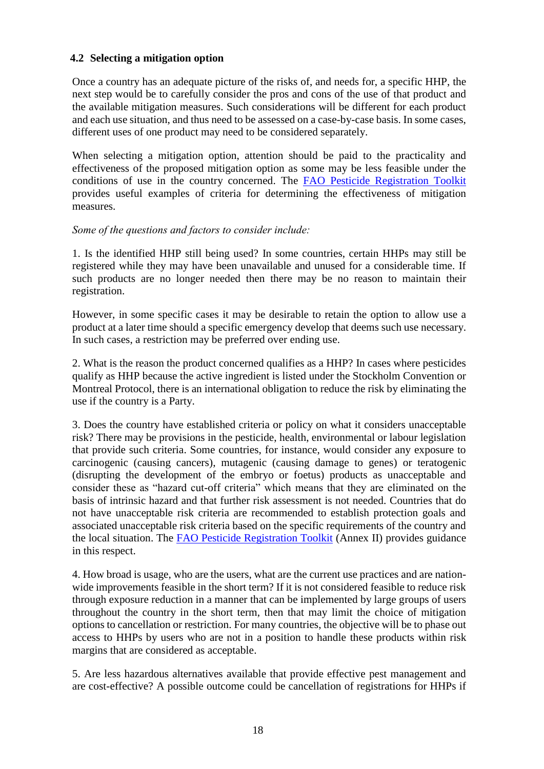### 4.2 Selecting a mitigation option

Once a country has an adequate picture of the risks of, and needs for, a specific HHP, the next step would be to carefully consider the pros and cons of the use of that product and the available mitigation measures. Such considerations will be different for each product and each use situation, and thus need to be assessed on a case-by-case basis. In some cases, different uses of one product may need to be considered separately.

When selecting a mitigation option, attention should be paid to the practicality and effectiveness of the proposed mitigation option as some may be less feasible under the conditions of use in the country concerned. The [FAO Pesticide Registration Toolkit](FAO Pesticide Registration Toolkit) provides useful examples of criteria for determining the effectiveness of mitigation measures.

*Some of the questions and factors to consider include:*

1. Is the identified HHP still being used? In some countries, certain HHPs may still be registered while they may have been unavailable and unused for a considerable time. If such products are no longer needed then there may be no reason to maintain their registration.

However, in some specific cases it may be desirable to retain the option to allow use a product at a later time should a specific emergency develop that deems such use necessary. In such cases, a restriction may be preferred over ending use.

2. What is the reason the product concerned qualifies as a HHP? In cases where pesticides qualify as HHP because the active ingredient is listed under the Stockholm Convention or Montreal Protocol, there is an international obligation to reduce the risk by eliminating the use if the country is a Party.

3. Does the country have established criteria or policy on what it considers unacceptable risk? There may be provisions in the pesticide, health, environmental or labour legislation that provide such criteria. Some countries, for instance, would consider any exposure to carcinogenic (causing cancers), mutagenic (causing damage to genes) or teratogenic (disrupting the development of the embryo or foetus) products as unacceptable and consider these as "hazard cut-off criteria" which means that they are eliminated on the basis of intrinsic hazard and that further risk assessment is not needed. Countries that do not have unacceptable risk criteria are recommended to establish protection goals and associated unacceptable risk criteria based on the specific requirements of the country and the local situation. The FAO Pesticide Registration Toolkit (Annex II) provides guidance in this respect.

4. How broad is usage, who are the users, what are the current use practices and are nation-wide improvements feasible in the short term? If it is not considered feasible to reduce risk through exposure reduction in a manner that can be implemented by large groups of users throughout the country in the short term, then that may limit the choice of mitigation options to cancellation or restriction. For many countries, the objective will be to phase out access to HHPs by users who are not in a position to handle these products within risk margins that are considered as acceptable.

5. Are less hazardous alternatives available that provide effective pest management and are cost-effective? A possible outcome could be cancellation of registrations for HHPs if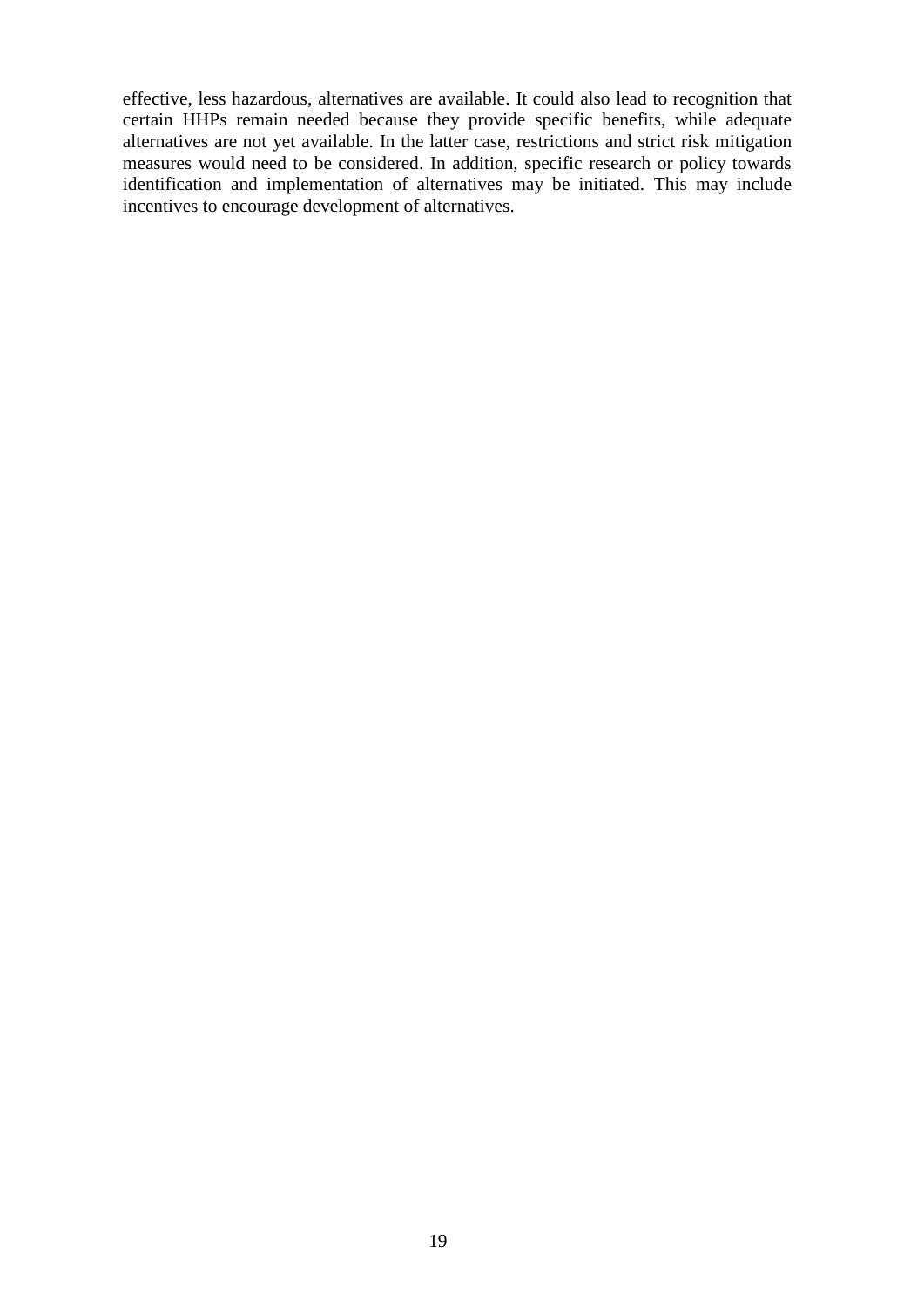effective, less hazardous, alternatives are available. It could also lead to recognition that certain HHPs remain needed because they provide specific benefits, while adequate alternatives are not yet available. In the latter case, restrictions and strict risk mitigation measures would need to be considered. In addition, specific research or policy towards identification and implementation of alternatives may be initiated. This may include incentives to encourage development of alternatives.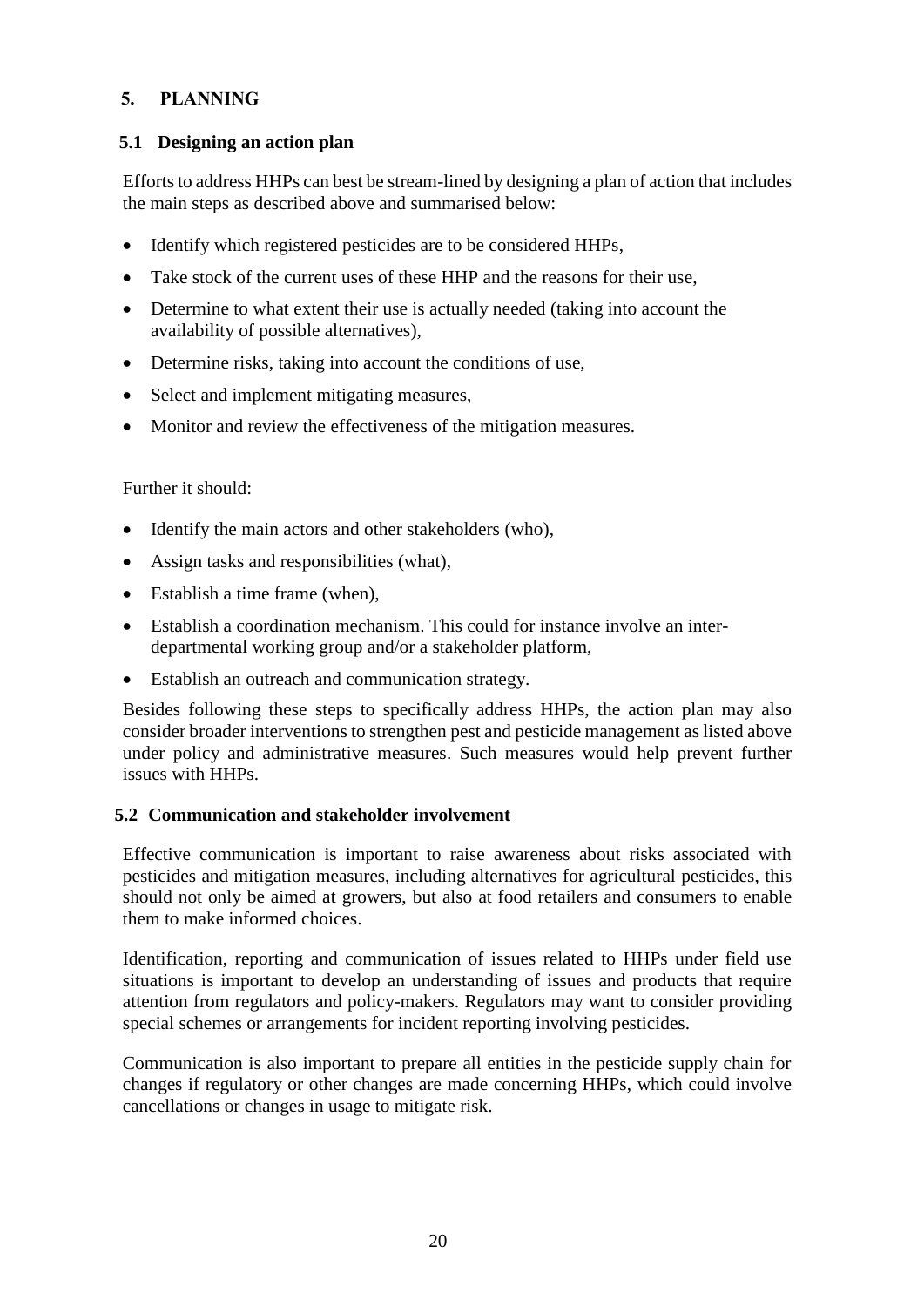## 5. PLANNING

### 5.1 Designing an action plan

Efforts to address HHPs can best be stream-lined by designing a plan of action that includes the main steps as described above and summarised below:

- Identify which registered pesticides are to be considered HHPs,
- Take stock of the current uses of these HHP and the reasons for their use,
- Determine to what extent their use is actually needed (taking into account the availability of possible alternatives),
- Determine risks, taking into account the conditions of use,
- Select and implement mitigating measures,
- Monitor and review the effectiveness of the mitigation measures.

Further it should:

- Identify the main actors and other stakeholders (who),
- Assign tasks and responsibilities (what),
- Establish a time frame (when),
- Establish a coordination mechanism. This could for instance involve an inter-departmental working group and/or a stakeholder platform,
- Establish an outreach and communication strategy.

Besides following these steps to specifically address HHPs, the action plan may also consider broader interventions to strengthen pest and pesticide management as listed above under policy and administrative measures. Such measures would help prevent further issues with HHPs.

### 5.2 Communication and stakeholder involvement

Effective communication is important to raise awareness about risks associated with pesticides and mitigation measures, including alternatives for agricultural pesticides, this should not only be aimed at growers, but also at food retailers and consumers to enable them to make informed choices.

Identification, reporting and communication of issues related to HHPs under field use situations is important to develop an understanding of issues and products that require attention from regulators and policy-makers. Regulators may want to consider providing special schemes or arrangements for incident reporting involving pesticides.

Communication is also important to prepare all entities in the pesticide supply chain for changes if regulatory or other changes are made concerning HHPs, which could involve cancellations or changes in usage to mitigate risk.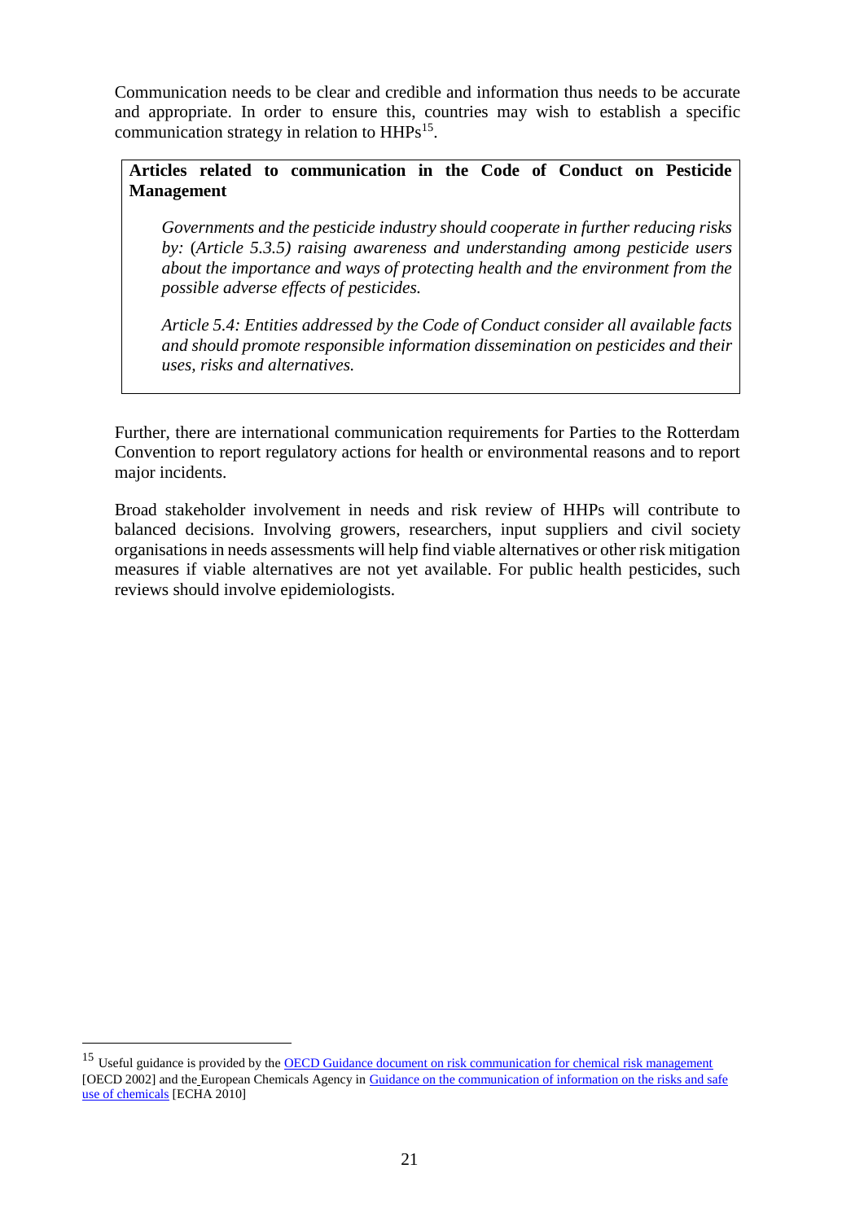Communication needs to be clear and credible and information thus needs to be accurate and appropriate. In order to ensure this, countries may wish to establish a specific communication strategy in relation to HHPs[15].

> **Articles related to communication in the Code of Conduct on Pesticide Management**
>
> *Governments and the pesticide industry should cooperate in further reducing risks by:* (*Article 5.3.5) raising awareness and understanding among pesticide users about the importance and ways of protecting health and the environment from the possible adverse effects of pesticides.*
>
> *Article 5.4: Entities addressed by the Code of Conduct consider all available facts and should promote responsible information dissemination on pesticides and their uses, risks and alternatives.*

Further, there are international communication requirements for Parties to the Rotterdam Convention to report regulatory actions for health or environmental reasons and to report major incidents.

Broad stakeholder involvement in needs and risk review of HHPs will contribute to balanced decisions. Involving growers, researchers, input suppliers and civil society organisations in needs assessments will help find viable alternatives or other risk mitigation measures if viable alternatives are not yet available. For public health pesticides, such reviews should involve epidemiologists.

---

[15] Useful guidance is provided by the [OECD Guidance document on risk communication for chemical risk management] [OECD 2002] and the European Chemicals Agency in [Guidance on the communication of information on the risks and safe use of chemicals] [ECHA 2010]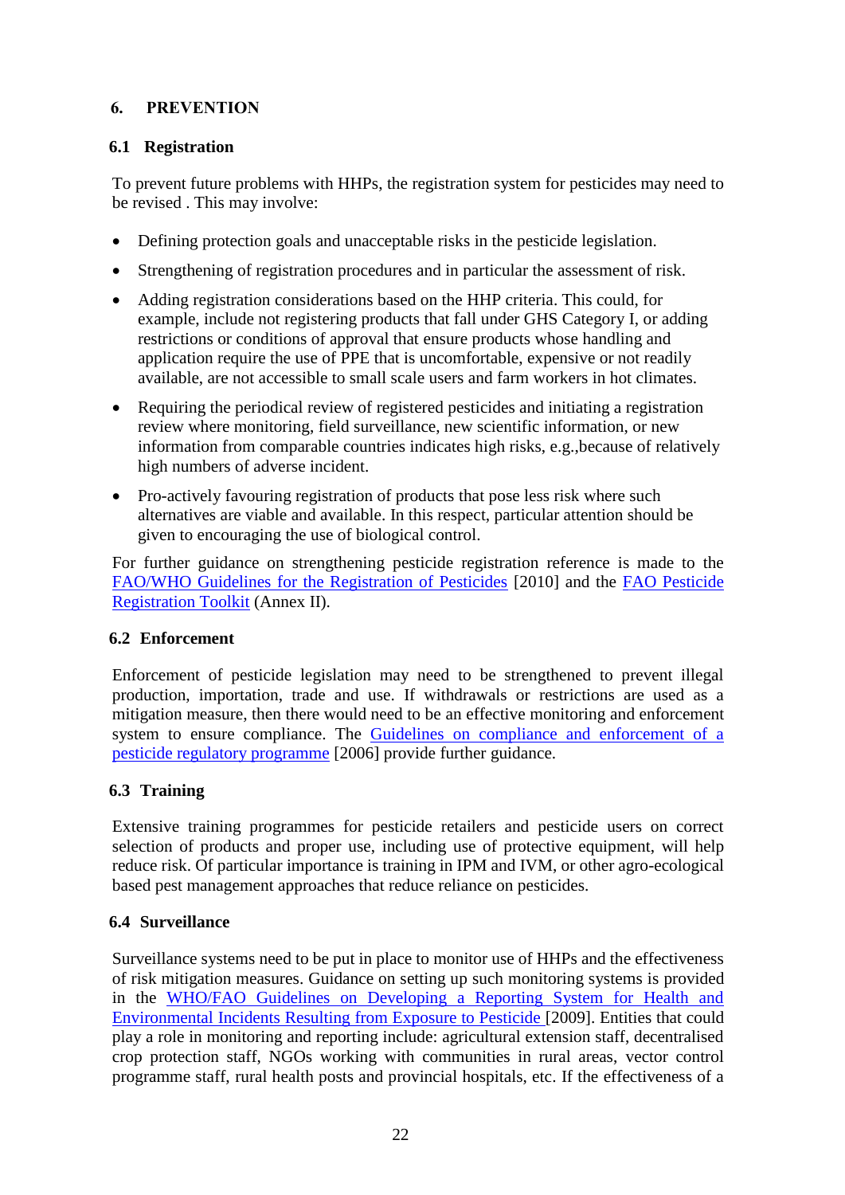# 6. PREVENTION

## 6.1 Registration

To prevent future problems with HHPs, the registration system for pesticides may need to be revised . This may involve:

- Defining protection goals and unacceptable risks in the pesticide legislation.
- Strengthening of registration procedures and in particular the assessment of risk.
- Adding registration considerations based on the HHP criteria. This could, for example, include not registering products that fall under GHS Category I, or adding restrictions or conditions of approval that ensure products whose handling and application require the use of PPE that is uncomfortable, expensive or not readily available, are not accessible to small scale users and farm workers in hot climates.
- Requiring the periodical review of registered pesticides and initiating a registration review where monitoring, field surveillance, new scientific information, or new information from comparable countries indicates high risks, e.g.,because of relatively high numbers of adverse incident.
- Pro-actively favouring registration of products that pose less risk where such alternatives are viable and available. In this respect, particular attention should be given to encouraging the use of biological control.

For further guidance on strengthening pesticide registration reference is made to the FAO/WHO Guidelines for the Registration of Pesticides [2010] and the FAO Pesticide Registration Toolkit (Annex II).

## 6.2 Enforcement

Enforcement of pesticide legislation may need to be strengthened to prevent illegal production, importation, trade and use. If withdrawals or restrictions are used as a mitigation measure, then there would need to be an effective monitoring and enforcement system to ensure compliance. The Guidelines on compliance and enforcement of a pesticide regulatory programme [2006] provide further guidance.

## 6.3 Training

Extensive training programmes for pesticide retailers and pesticide users on correct selection of products and proper use, including use of protective equipment, will help reduce risk. Of particular importance is training in IPM and IVM, or other agro-ecological based pest management approaches that reduce reliance on pesticides.

## 6.4 Surveillance

Surveillance systems need to be put in place to monitor use of HHPs and the effectiveness of risk mitigation measures. Guidance on setting up such monitoring systems is provided in the WHO/FAO Guidelines on Developing a Reporting System for Health and Environmental Incidents Resulting from Exposure to Pesticide [2009]. Entities that could play a role in monitoring and reporting include: agricultural extension staff, decentralised crop protection staff, NGOs working with communities in rural areas, vector control programme staff, rural health posts and provincial hospitals, etc. If the effectiveness of a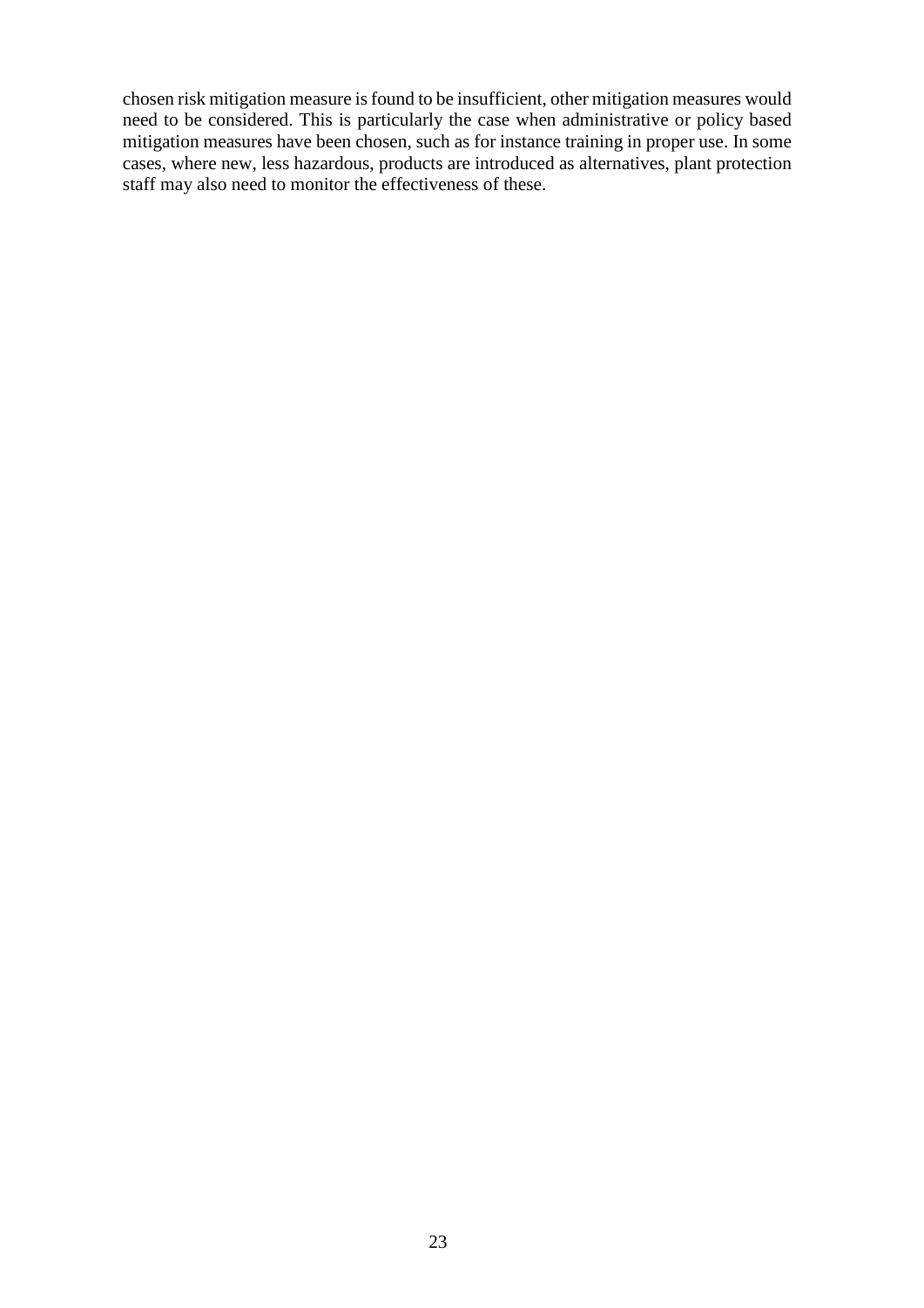chosen risk mitigation measure is found to be insufficient, other mitigation measures would need to be considered. This is particularly the case when administrative or policy based mitigation measures have been chosen, such as for instance training in proper use. In some cases, where new, less hazardous, products are introduced as alternatives, plant protection staff may also need to monitor the effectiveness of these.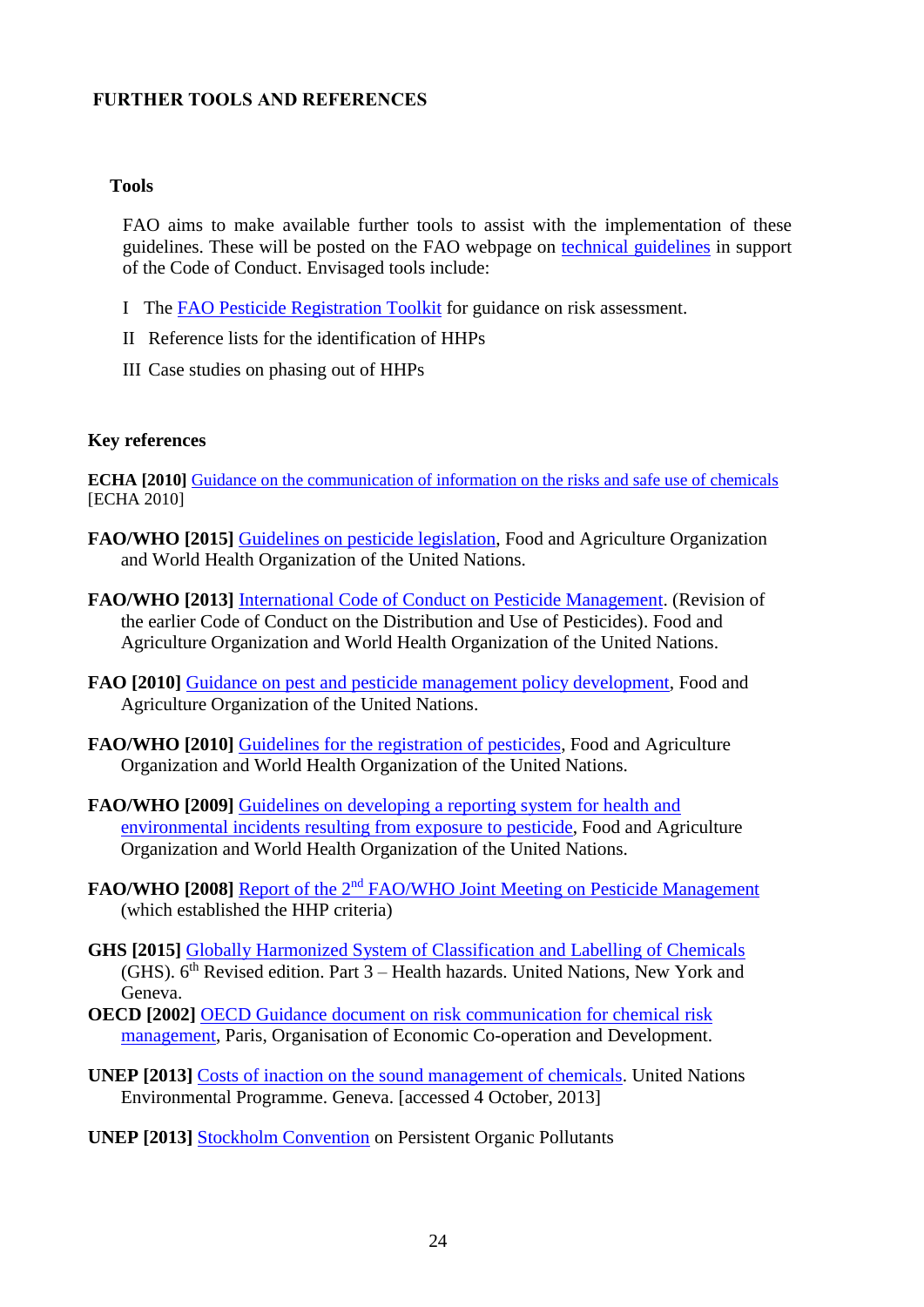## FURTHER TOOLS AND REFERENCES

### Tools

FAO aims to make available further tools to assist with the implementation of these guidelines. These will be posted on the FAO webpage on technical guidelines in support of the Code of Conduct. Envisaged tools include:

I The FAO Pesticide Registration Toolkit for guidance on risk assessment.

II Reference lists for the identification of HHPs

III Case studies on phasing out of HHPs

### Key references

**ECHA [2010]** Guidance on the communication of information on the risks and safe use of chemicals [ECHA 2010]

**FAO/WHO [2015]** Guidelines on pesticide legislation, Food and Agriculture Organization and World Health Organization of the United Nations.

**FAO/WHO [2013]** International Code of Conduct on Pesticide Management. (Revision of the earlier Code of Conduct on the Distribution and Use of Pesticides). Food and Agriculture Organization and World Health Organization of the United Nations.

**FAO [2010]** Guidance on pest and pesticide management policy development, Food and Agriculture Organization of the United Nations.

**FAO/WHO [2010]** Guidelines for the registration of pesticides, Food and Agriculture Organization and World Health Organization of the United Nations.

**FAO/WHO [2009]** Guidelines on developing a reporting system for health and environmental incidents resulting from exposure to pesticide, Food and Agriculture Organization and World Health Organization of the United Nations.

**FAO/WHO [2008]** Report of the 2nd FAO/WHO Joint Meeting on Pesticide Management (which established the HHP criteria)

**GHS [2015]** Globally Harmonized System of Classification and Labelling of Chemicals (GHS). 6th Revised edition. Part 3 – Health hazards. United Nations, New York and Geneva.

**OECD [2002]** OECD Guidance document on risk communication for chemical risk management, Paris, Organisation of Economic Co-operation and Development.

**UNEP [2013]** Costs of inaction on the sound management of chemicals. United Nations Environmental Programme. Geneva. [accessed 4 October, 2013]

**UNEP [2013]** Stockholm Convention on Persistent Organic Pollutants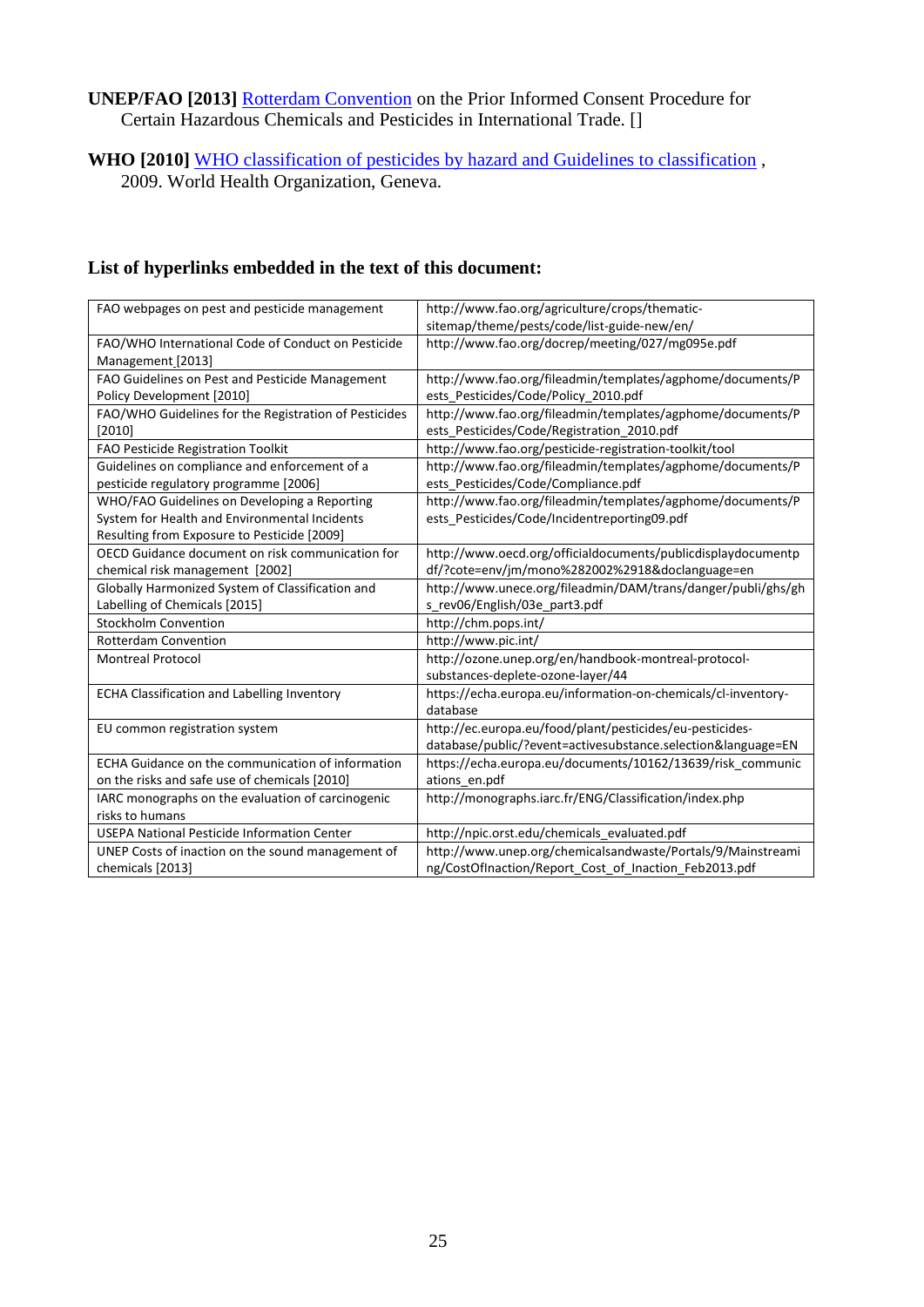**UNEP/FAO [2013]** Rotterdam Convention on the Prior Informed Consent Procedure for Certain Hazardous Chemicals and Pesticides in International Trade. []

**WHO [2010]** WHO classification of pesticides by hazard and Guidelines to classification , 2009. World Health Organization, Geneva.

## List of hyperlinks embedded in the text of this document:

| | |
|---|---|
| FAO webpages on pest and pesticide management | http://www.fao.org/agriculture/crops/thematic-sitemap/theme/pests/code/list-guide-new/en/ |
| FAO/WHO International Code of Conduct on Pesticide Management [2013] | http://www.fao.org/docrep/meeting/027/mg095e.pdf |
| FAO Guidelines on Pest and Pesticide Management Policy Development [2010] | http://www.fao.org/fileadmin/templates/agphome/documents/Pests_Pesticides/Code/Policy_2010.pdf |
| FAO/WHO Guidelines for the Registration of Pesticides [2010] | http://www.fao.org/fileadmin/templates/agphome/documents/Pests_Pesticides/Code/Registration_2010.pdf |
| FAO Pesticide Registration Toolkit | http://www.fao.org/pesticide-registration-toolkit/tool |
| Guidelines on compliance and enforcement of a pesticide regulatory programme [2006] | http://www.fao.org/fileadmin/templates/agphome/documents/Pests_Pesticides/Code/Compliance.pdf |
| WHO/FAO Guidelines on Developing a Reporting System for Health and Environmental Incidents Resulting from Exposure to Pesticide [2009] | http://www.fao.org/fileadmin/templates/agphome/documents/Pests_Pesticides/Code/Incidentreporting09.pdf |
| OECD Guidance document on risk communication for chemical risk management [2002] | http://www.oecd.org/officialdocuments/publicdisplaydocumentpdf/?cote=env/jm/mono%282002%2918&doclanguage=en |
| Globally Harmonized System of Classification and Labelling of Chemicals [2015] | http://www.unece.org/fileadmin/DAM/trans/danger/publi/ghs/ghs_rev06/English/03e_part3.pdf |
| Stockholm Convention | http://chm.pops.int/ |
| Rotterdam Convention | http://www.pic.int/ |
| Montreal Protocol | http://ozone.unep.org/en/handbook-montreal-protocol-substances-deplete-ozone-layer/44 |
| ECHA Classification and Labelling Inventory | https://echa.europa.eu/information-on-chemicals/cl-inventory-database |
| EU common registration system | http://ec.europa.eu/food/plant/pesticides/eu-pesticides-database/public/?event=activesubstance.selection&language=EN |
| ECHA Guidance on the communication of information on the risks and safe use of chemicals [2010] | https://echa.europa.eu/documents/10162/13639/risk_communications_en.pdf |
| IARC monographs on the evaluation of carcinogenic risks to humans | http://monographs.iarc.fr/ENG/Classification/index.php |
| USEPA National Pesticide Information Center | http://npic.orst.edu/chemicals_evaluated.pdf |
| UNEP Costs of inaction on the sound management of chemicals [2013] | http://www.unep.org/chemicalsandwaste/Portals/9/Mainstreaming/CostOfInaction/Report_Cost_of_Inaction_Feb2013.pdf |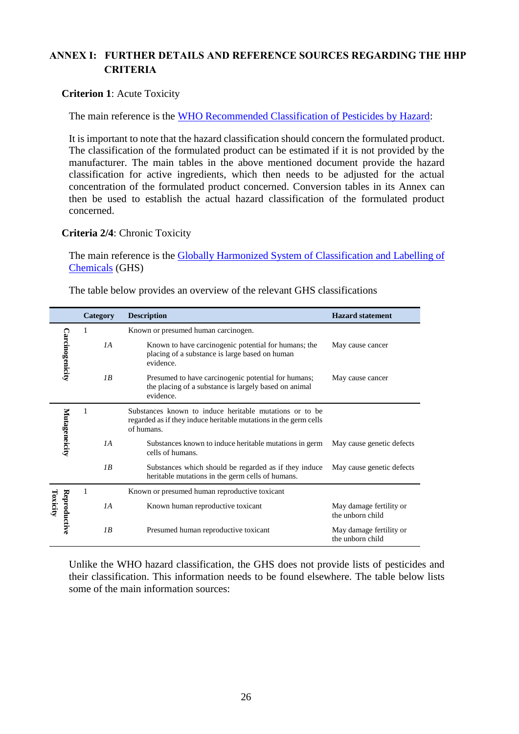# ANNEX I: FURTHER DETAILS AND REFERENCE SOURCES REGARDING THE HHP CRITERIA

**Criterion 1**: Acute Toxicity

The main reference is the [WHO Recommended Classification of Pesticides by Hazard](WHO Recommended Classification of Pesticides by Hazard):

It is important to note that the hazard classification should concern the formulated product. The classification of the formulated product can be estimated if it is not provided by the manufacturer. The main tables in the above mentioned document provide the hazard classification for active ingredients, which then needs to be adjusted for the actual concentration of the formulated product concerned. Conversion tables in its Annex can then be used to establish the actual hazard classification of the formulated product concerned.

**Criteria 2/4**: Chronic Toxicity

The main reference is the Globally Harmonized System of Classification and Labelling of Chemicals (GHS)

The table below provides an overview of the relevant GHS classifications

| | Category | | Description | Hazard statement |
|---|---|---|---|---|
| **Carcinogenicity** | 1 | | Known or presumed human carcinogen. | |
| | | *1A* | Known to have carcinogenic potential for humans; the placing of a substance is large based on human evidence. | May cause cancer |
| | | *1B* | Presumed to have carcinogenic potential for humans; the placing of a substance is largely based on animal evidence. | May cause cancer |
| **Mutagenicity** | 1 | | Substances known to induce heritable mutations or to be regarded as if they induce heritable mutations in the germ cells of humans. | |
| | | *1A* | Substances known to induce heritable mutations in germ cells of humans. | May cause genetic defects |
| | | *1B* | Substances which should be regarded as if they induce heritable mutations in the germ cells of humans. | May cause genetic defects |
| **Reproductive Toxicity** | 1 | | Known or presumed human reproductive toxicant | |
| | | *1A* | Known human reproductive toxicant | May damage fertility or the unborn child |
| | | *1B* | Presumed human reproductive toxicant | May damage fertility or the unborn child |

Unlike the WHO hazard classification, the GHS does not provide lists of pesticides and their classification. This information needs to be found elsewhere. The table below lists some of the main information sources: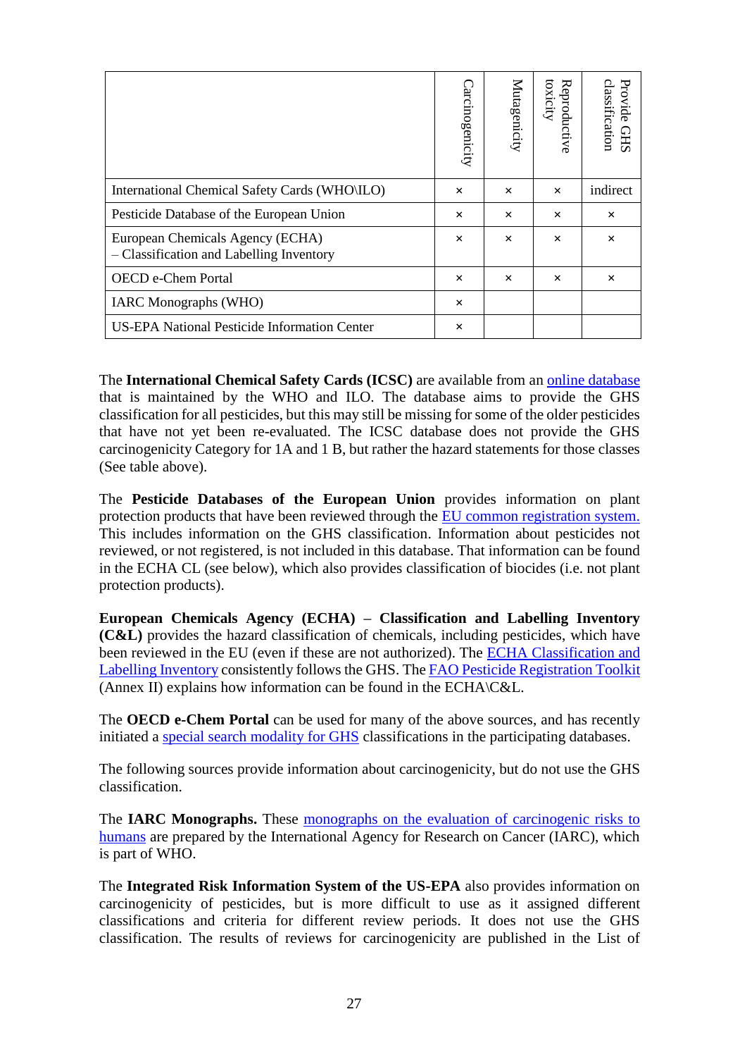| | Carcinogenicity | Mutagenicity | Reproductive toxicity | Provide GHS classification |
|---|---|---|---|---|
| International Chemical Safety Cards (WHO\ILO) | × | × | × | indirect |
| Pesticide Database of the European Union | × | × | × | × |
| European Chemicals Agency (ECHA) – Classification and Labelling Inventory | × | × | × | × |
| OECD e-Chem Portal | × | × | × | × |
| IARC Monographs (WHO) | × | | | |
| US-EPA National Pesticide Information Center | × | | | |

The **International Chemical Safety Cards (ICSC)** are available from an online database that is maintained by the WHO and ILO. The database aims to provide the GHS classification for all pesticides, but this may still be missing for some of the older pesticides that have not yet been re-evaluated. The ICSC database does not provide the GHS carcinogenicity Category for 1A and 1 B, but rather the hazard statements for those classes (See table above).

The **Pesticide Databases of the European Union** provides information on plant protection products that have been reviewed through the EU common registration system. This includes information on the GHS classification. Information about pesticides not reviewed, or not registered, is not included in this database. That information can be found in the ECHA CL (see below), which also provides classification of biocides (i.e. not plant protection products).

**European Chemicals Agency (ECHA) – Classification and Labelling Inventory (C&L)** provides the hazard classification of chemicals, including pesticides, which have been reviewed in the EU (even if these are not authorized). The ECHA Classification and Labelling Inventory consistently follows the GHS. The FAO Pesticide Registration Toolkit (Annex II) explains how information can be found in the ECHA\C&L.

The **OECD e-Chem Portal** can be used for many of the above sources, and has recently initiated a special search modality for GHS classifications in the participating databases.

The following sources provide information about carcinogenicity, but do not use the GHS classification.

The **IARC Monographs.** These monographs on the evaluation of carcinogenic risks to humans are prepared by the International Agency for Research on Cancer (IARC), which is part of WHO.

The **Integrated Risk Information System of the US-EPA** also provides information on carcinogenicity of pesticides, but is more difficult to use as it assigned different classifications and criteria for different review periods. It does not use the GHS classification. The results of reviews for carcinogenicity are published in the List of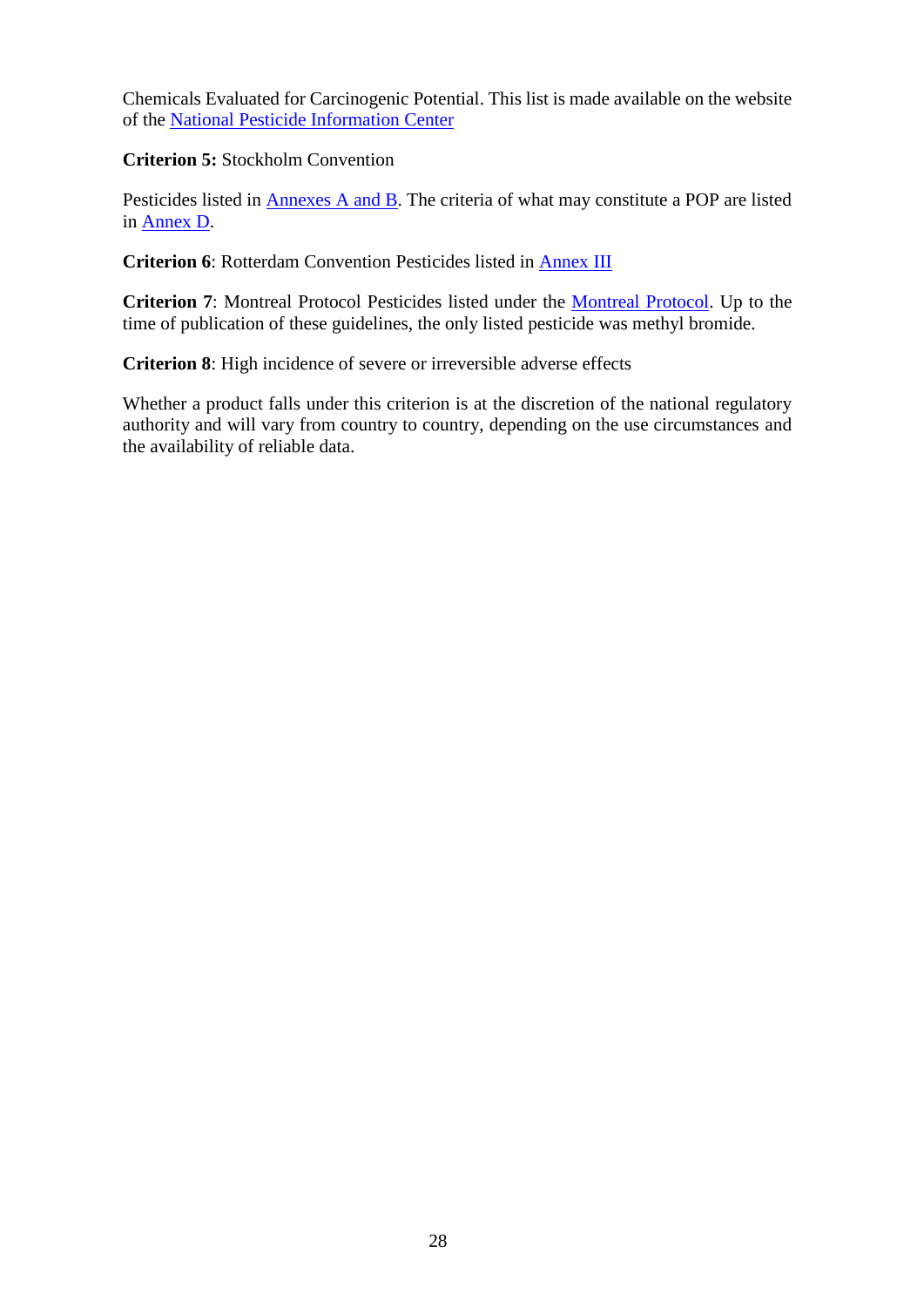Chemicals Evaluated for Carcinogenic Potential. This list is made available on the website of the National Pesticide Information Center

**Criterion 5:** Stockholm Convention

Pesticides listed in Annexes A and B. The criteria of what may constitute a POP are listed in Annex D.

**Criterion 6**: Rotterdam Convention Pesticides listed in Annex III

**Criterion 7**: Montreal Protocol Pesticides listed under the Montreal Protocol. Up to the time of publication of these guidelines, the only listed pesticide was methyl bromide.

**Criterion 8**: High incidence of severe or irreversible adverse effects

Whether a product falls under this criterion is at the discretion of the national regulatory authority and will vary from country to country, depending on the use circumstances and the availability of reliable data.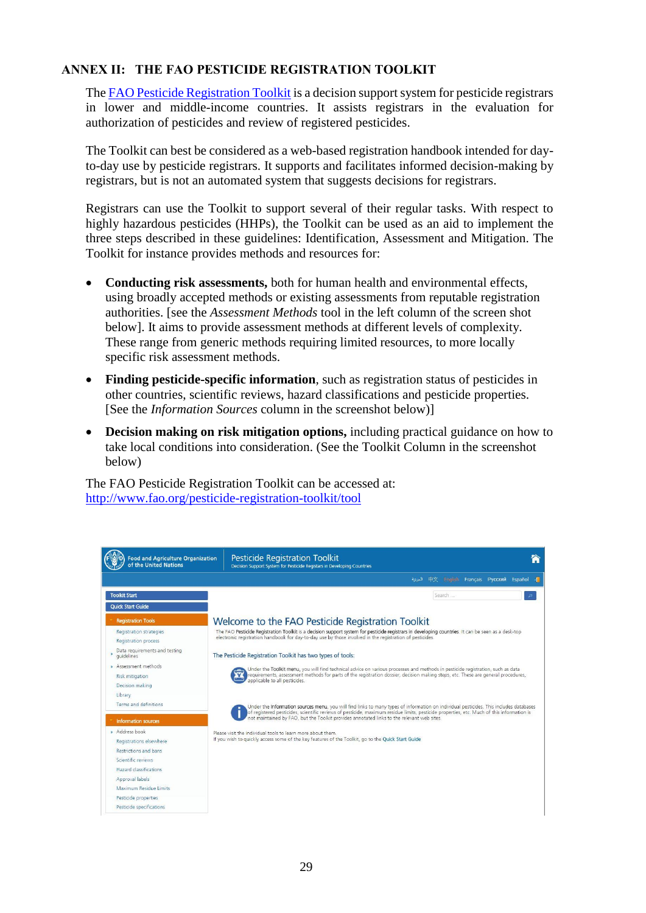## ANNEX II: THE FAO PESTICIDE REGISTRATION TOOLKIT

The FAO Pesticide Registration Toolkit is a decision support system for pesticide registrars in lower and middle-income countries. It assists registrars in the evaluation for authorization of pesticides and review of registered pesticides.

The Toolkit can best be considered as a web-based registration handbook intended for day-to-day use by pesticide registrars. It supports and facilitates informed decision-making by registrars, but is not an automated system that suggests decisions for registrars.

Registrars can use the Toolkit to support several of their regular tasks. With respect to highly hazardous pesticides (HHPs), the Toolkit can be used as an aid to implement the three steps described in these guidelines: Identification, Assessment and Mitigation. The Toolkit for instance provides methods and resources for:

- **Conducting risk assessments,** both for human health and environmental effects, using broadly accepted methods or existing assessments from reputable registration authorities. [see the *Assessment Methods* tool in the left column of the screen shot below]. It aims to provide assessment methods at different levels of complexity. These range from generic methods requiring limited resources, to more locally specific risk assessment methods.
- **Finding pesticide-specific information**, such as registration status of pesticides in other countries, scientific reviews, hazard classifications and pesticide properties. [See the *Information Sources* column in the screenshot below)]
- **Decision making on risk mitigation options,** including practical guidance on how to take local conditions into consideration. (See the Toolkit Column in the screenshot below)

The FAO Pesticide Registration Toolkit can be accessed at:
http://www.fao.org/pesticide-registration-toolkit/tool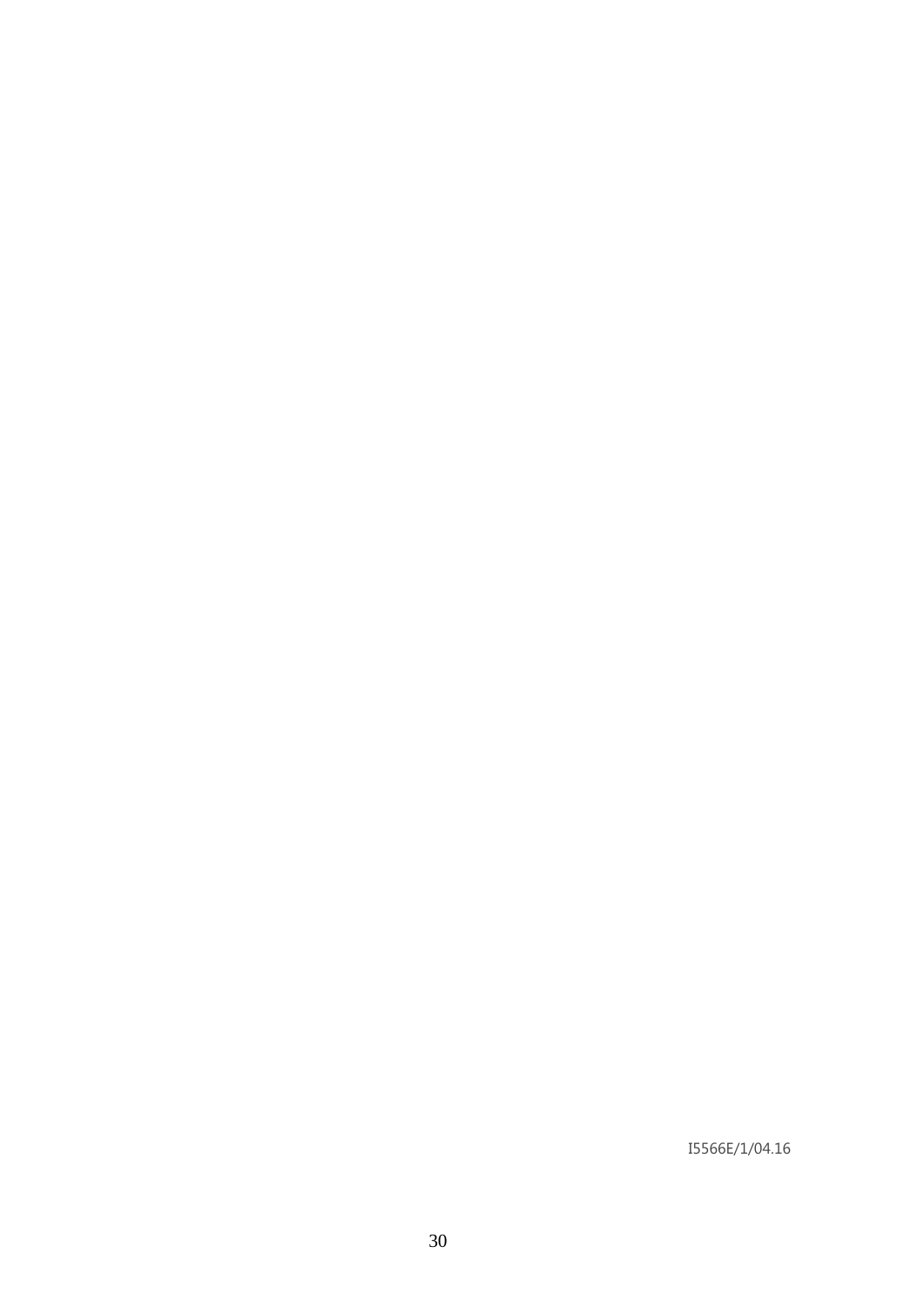I5566E/1/04.16